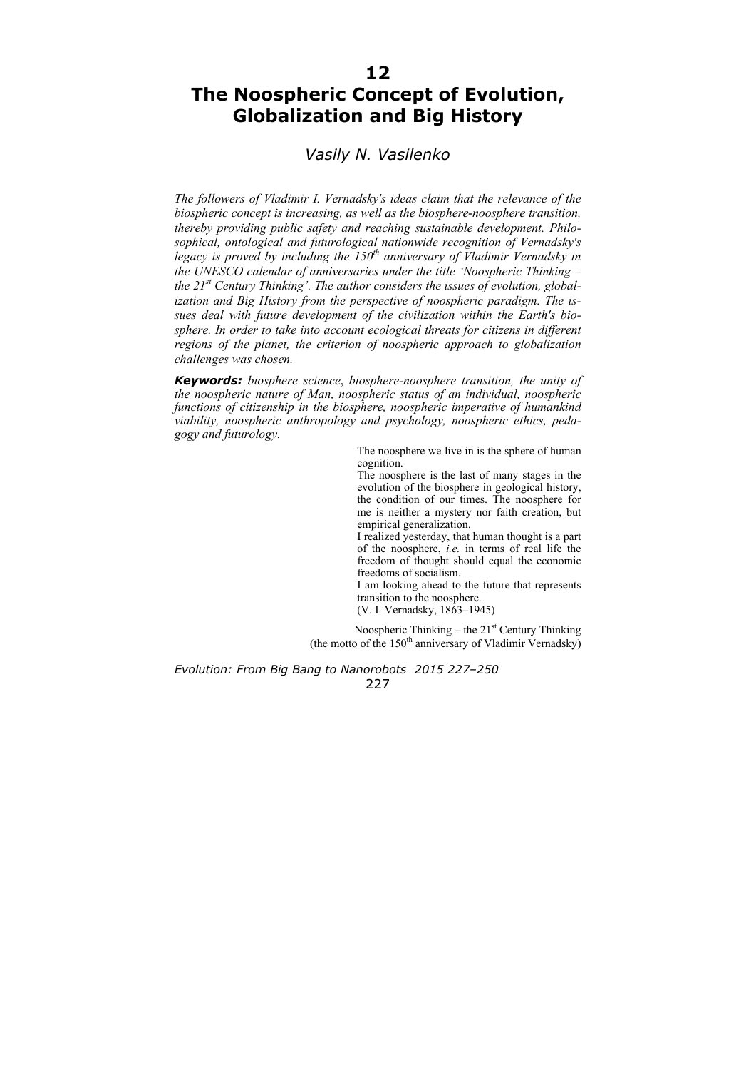# 12
# The Noospheric Concept of Evolution, Globalization and Big History

*Vasily N. Vasilenko*

*The followers of Vladimir I. Vernadsky's ideas claim that the relevance of the biospheric concept is increasing, as well as the biosphere-noosphere transition, thereby providing public safety and reaching sustainable development. Philosophical, ontological and futurological nationwide recognition of Vernadsky's legacy is proved by including the 150th anniversary of Vladimir Vernadsky in the UNESCO calendar of anniversaries under the title 'Noospheric Thinking – the 21st Century Thinking'. The author considers the issues of evolution, globalization and Big History from the perspective of noospheric paradigm. The issues deal with future development of the civilization within the Earth's biosphere. In order to take into account ecological threats for citizens in different regions of the planet, the criterion of noospheric approach to globalization challenges was chosen.*

***Keywords:*** *biosphere science, biosphere-noosphere transition, the unity of the noospheric nature of Man, noospheric status of an individual, noospheric functions of citizenship in the biosphere, noospheric imperative of humankind viability, noospheric anthropology and psychology, noospheric ethics, pedagogy and futurology.*

> The noosphere we live in is the sphere of human cognition.
> The noosphere is the last of many stages in the evolution of the biosphere in geological history, the condition of our times. The noosphere for me is neither a mystery nor faith creation, but empirical generalization.
> I realized yesterday, that human thought is a part of the noosphere, *i.e.* in terms of real life the freedom of thought should equal the economic freedoms of socialism.
> I am looking ahead to the future that represents transition to the noosphere.
> (V. I. Vernadsky, 1863–1945)

> Noospheric Thinking – the 21st Century Thinking
> (the motto of the 150th anniversary of Vladimir Vernadsky)

*Evolution: From Big Bang to Nanorobots 2015 227–250*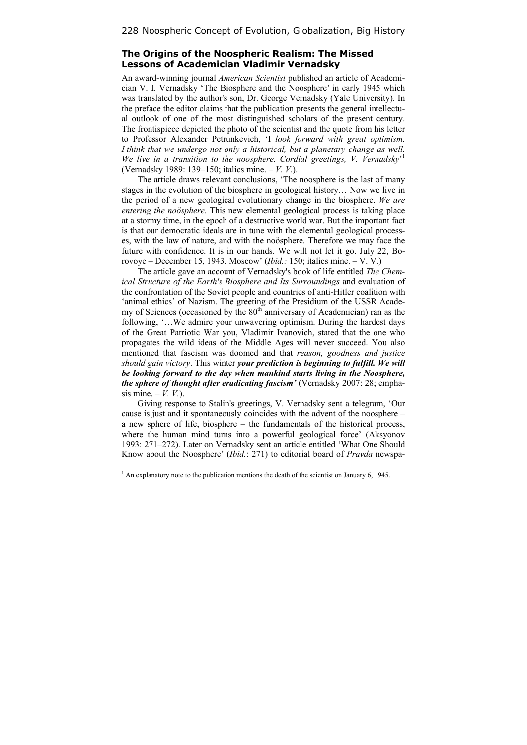## The Origins of the Noospheric Realism: The Missed Lessons of Academician Vladimir Vernadsky

An award-winning journal *American Scientist* published an article of Academician V. I. Vernadsky 'The Biosphere and the Noosphere' in early 1945 which was translated by the author's son, Dr. George Vernadsky (Yale University). In the preface the editor claims that the publication presents the general intellectual outlook of one of the most distinguished scholars of the present century. The frontispiece depicted the photo of the scientist and the quote from his letter to Professor Alexander Petrunkevich, 'I *look forward with great optimism. I think that we undergo not only a historical, but a planetary change as well. We live in a transition to the noosphere. Cordial greetings, V. Vernadsky*'[1] (Vernadsky 1989: 139–150; italics mine. – *V. V.*).

The article draws relevant conclusions, 'The noosphere is the last of many stages in the evolution of the biosphere in geological history… Now we live in the period of a new geological evolutionary change in the biosphere. *We are entering the noösphere.* This new elemental geological process is taking place at a stormy time, in the epoch of a destructive world war. But the important fact is that our democratic ideals are in tune with the elemental geological processes, with the law of nature, and with the noösphere. Therefore we may face the future with confidence. It is in our hands. We will not let it go. July 22, Borovoye – December 15, 1943, Moscow' (*Ibid.:* 150; italics mine. – V. V.)

The article gave an account of Vernadsky's book of life entitled *The Chemical Structure of the Earth's Biosphere and Its Surroundings* and evaluation of the confrontation of the Soviet people and countries of anti-Hitler coalition with 'animal ethics' of Nazism. The greeting of the Presidium of the USSR Academy of Sciences (occasioned by the 80th anniversary of Academician) ran as the following, '…We admire your unwavering optimism. During the hardest days of the Great Patriotic War you, Vladimir Ivanovich, stated that the one who propagates the wild ideas of the Middle Ages will never succeed. You also mentioned that fascism was doomed and that *reason, goodness and justice should gain victory*. This winter ***your prediction is beginning to fulfill. We will be looking forward to the day when mankind starts living in the Noosphere, the sphere of thought after eradicating fascism'*** (Vernadsky 2007: 28; emphasis mine. – *V. V.*).

Giving response to Stalin's greetings, V. Vernadsky sent a telegram, 'Our cause is just and it spontaneously coincides with the advent of the noosphere – a new sphere of life, biosphere – the fundamentals of the historical process, where the human mind turns into a powerful geological force' (Aksyonov 1993: 271–272). Later on Vernadsky sent an article entitled 'What One Should Know about the Noosphere' (*Ibid.*: 271) to editorial board of *Pravda* newspa-

[1] An explanatory note to the publication mentions the death of the scientist on January 6, 1945.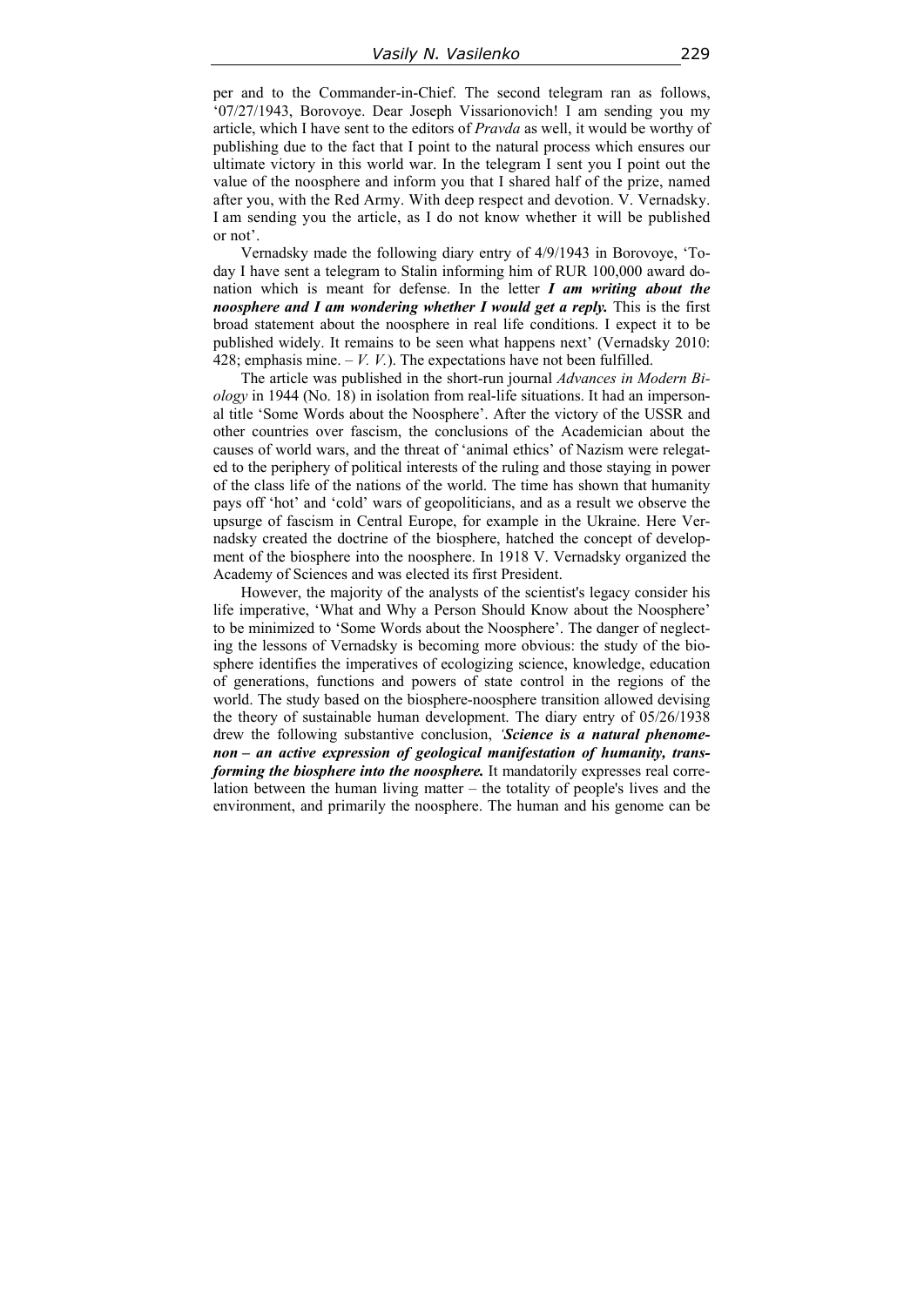per and to the Commander-in-Chief. The second telegram ran as follows, '07/27/1943, Borovoye. Dear Joseph Vissarionovich! I am sending you my article, which I have sent to the editors of *Pravda* as well, it would be worthy of publishing due to the fact that I point to the natural process which ensures our ultimate victory in this world war. In the telegram I sent you I point out the value of the noosphere and inform you that I shared half of the prize, named after you, with the Red Army. With deep respect and devotion. V. Vernadsky. I am sending you the article, as I do not know whether it will be published or not'.

Vernadsky made the following diary entry of 4/9/1943 in Borovoye, 'Today I have sent a telegram to Stalin informing him of RUR 100,000 award donation which is meant for defense. In the letter ***I am writing about the noosphere and I am wondering whether I would get a reply.*** This is the first broad statement about the noosphere in real life conditions. I expect it to be published widely. It remains to be seen what happens next' (Vernadsky 2010: 428; emphasis mine. – *V. V.*). The expectations have not been fulfilled.

The article was published in the short-run journal *Advances in Modern Biology* in 1944 (No. 18) in isolation from real-life situations. It had an impersonal title 'Some Words about the Noosphere'. After the victory of the USSR and other countries over fascism, the conclusions of the Academician about the causes of world wars, and the threat of 'animal ethics' of Nazism were relegated to the periphery of political interests of the ruling and those staying in power of the class life of the nations of the world. The time has shown that humanity pays off 'hot' and 'cold' wars of geopoliticians, and as a result we observe the upsurge of fascism in Central Europe, for example in the Ukraine. Here Vernadsky created the doctrine of the biosphere, hatched the concept of development of the biosphere into the noosphere. In 1918 V. Vernadsky organized the Academy of Sciences and was elected its first President.

However, the majority of the analysts of the scientist's legacy consider his life imperative, 'What and Why a Person Should Know about the Noosphere' to be minimized to 'Some Words about the Noosphere'. The danger of neglecting the lessons of Vernadsky is becoming more obvious: the study of the biosphere identifies the imperatives of ecologizing science, knowledge, education of generations, functions and powers of state control in the regions of the world. The study based on the biosphere-noosphere transition allowed devising the theory of sustainable human development. The diary entry of 05/26/1938 drew the following substantive conclusion, '***Science is a natural phenomenon – an active expression of geological manifestation of humanity, transforming the biosphere into the noosphere.*** It mandatorily expresses real correlation between the human living matter – the totality of people's lives and the environment, and primarily the noosphere. The human and his genome can be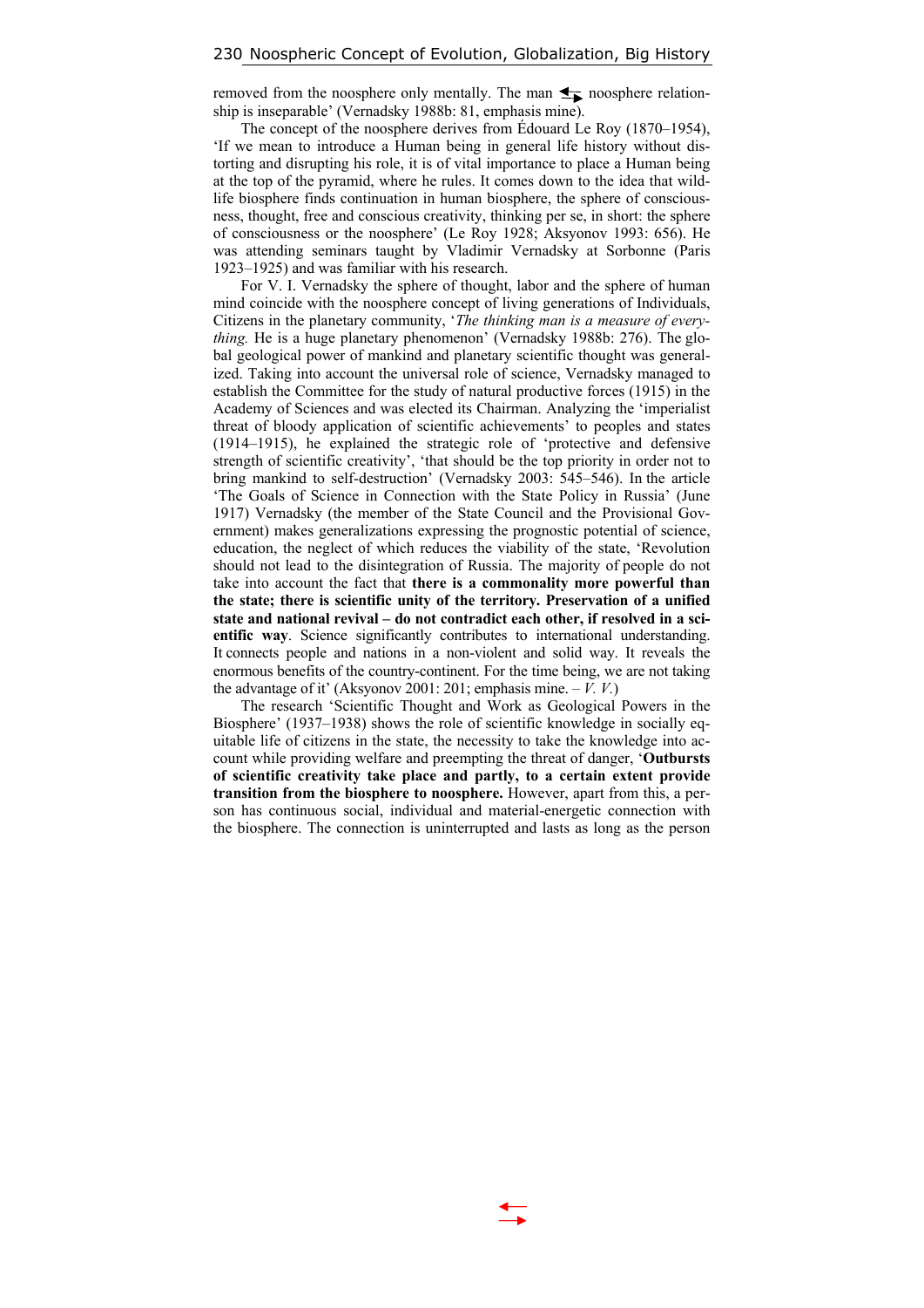removed from the noosphere only mentally. The man ⇆ noosphere relationship is inseparable' (Vernadsky 1988b: 81, emphasis mine).

The concept of the noosphere derives from Édouard Le Roy (1870–1954), 'If we mean to introduce a Human being in general life history without distorting and disrupting his role, it is of vital importance to place a Human being at the top of the pyramid, where he rules. It comes down to the idea that wildlife biosphere finds continuation in human biosphere, the sphere of consciousness, thought, free and conscious creativity, thinking per se, in short: the sphere of consciousness or the noosphere' (Le Roy 1928; Aksyonov 1993: 656). He was attending seminars taught by Vladimir Vernadsky at Sorbonne (Paris 1923–1925) and was familiar with his research.

For V. I. Vernadsky the sphere of thought, labor and the sphere of human mind coincide with the noosphere concept of living generations of Individuals, Citizens in the planetary community, '*The thinking man is a measure of everything.* He is a huge planetary phenomenon' (Vernadsky 1988b: 276). The global geological power of mankind and planetary scientific thought was generalized. Taking into account the universal role of science, Vernadsky managed to establish the Committee for the study of natural productive forces (1915) in the Academy of Sciences and was elected its Chairman. Analyzing the 'imperialist threat of bloody application of scientific achievements' to peoples and states (1914–1915), he explained the strategic role of 'protective and defensive strength of scientific creativity', 'that should be the top priority in order not to bring mankind to self-destruction' (Vernadsky 2003: 545–546). In the article 'The Goals of Science in Connection with the State Policy in Russia' (June 1917) Vernadsky (the member of the State Council and the Provisional Government) makes generalizations expressing the prognostic potential of science, education, the neglect of which reduces the viability of the state, 'Revolution should not lead to the disintegration of Russia. The majority of people do not take into account the fact that **there is a commonality more powerful than the state; there is scientific unity of the territory. Preservation of a unified state and national revival – do not contradict each other, if resolved in a scientific way**. Science significantly contributes to international understanding. It connects people and nations in a non-violent and solid way. It reveals the enormous benefits of the country-continent. For the time being, we are not taking the advantage of it' (Aksyonov 2001: 201; emphasis mine. – *V. V.*)

The research 'Scientific Thought and Work as Geological Powers in the Biosphere' (1937–1938) shows the role of scientific knowledge in socially equitable life of citizens in the state, the necessity to take the knowledge into account while providing welfare and preempting the threat of danger, '**Outbursts of scientific creativity take place and partly, to a certain extent provide transition from the biosphere to noosphere.** However, apart from this, a person has continuous social, individual and material-energetic connection with the biosphere. The connection is uninterrupted and lasts as long as the person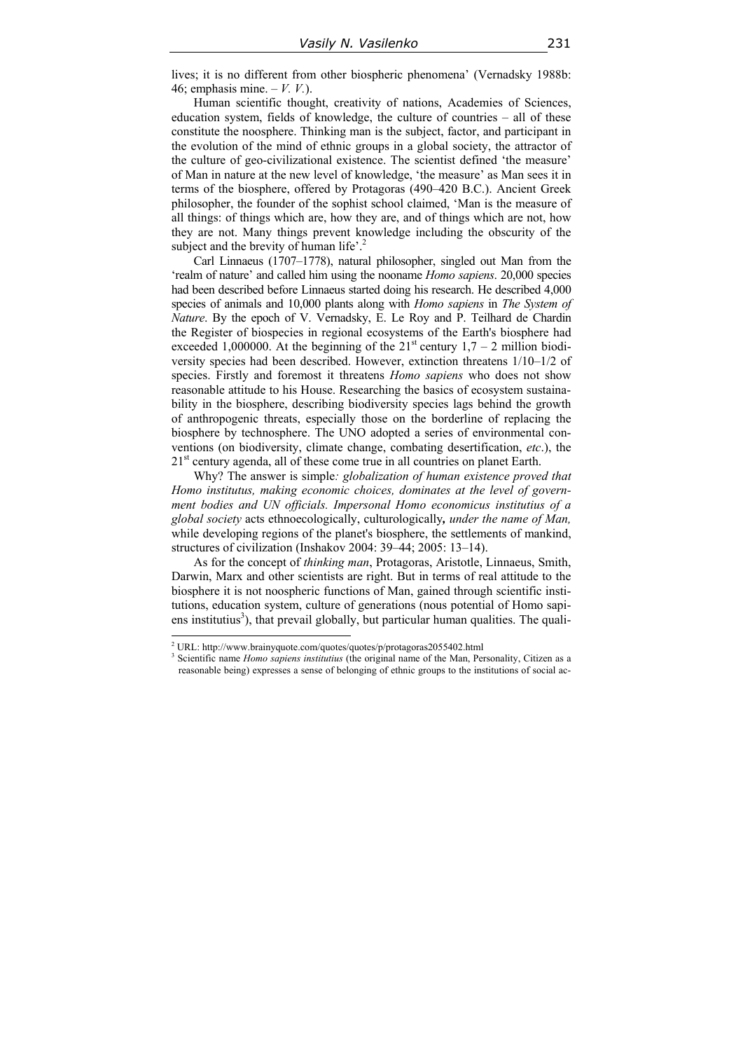lives; it is no different from other biospheric phenomena' (Vernadsky 1988b: 46; emphasis mine. – *V. V.*).

Human scientific thought, creativity of nations, Academies of Sciences, education system, fields of knowledge, the culture of countries – all of these constitute the noosphere. Thinking man is the subject, factor, and participant in the evolution of the mind of ethnic groups in a global society, the attractor of the culture of geo-civilizational existence. The scientist defined 'the measure' of Man in nature at the new level of knowledge, 'the measure' as Man sees it in terms of the biosphere, offered by Protagoras (490–420 B.C.). Ancient Greek philosopher, the founder of the sophist school claimed, 'Man is the measure of all things: of things which are, how they are, and of things which are not, how they are not. Many things prevent knowledge including the obscurity of the subject and the brevity of human life'.[2]

Carl Linnaeus (1707–1778), natural philosopher, singled out Man from the 'realm of nature' and called him using the nooname *Homo sapiens*. 20,000 species had been described before Linnaeus started doing his research. He described 4,000 species of animals and 10,000 plants along with *Homo sapiens* in *The System of Nature*. By the epoch of V. Vernadsky, E. Le Roy and P. Teilhard de Chardin the Register of biospecies in regional ecosystems of the Earth's biosphere had exceeded 1,000000. At the beginning of the 21st century 1,7 – 2 million biodiversity species had been described. However, extinction threatens 1/10–1/2 of species. Firstly and foremost it threatens *Homo sapiens* who does not show reasonable attitude to his House. Researching the basics of ecosystem sustainability in the biosphere, describing biodiversity species lags behind the growth of anthropogenic threats, especially those on the borderline of replacing the biosphere by technosphere. The UNO adopted a series of environmental conventions (on biodiversity, climate change, combating desertification, *etc*.), the 21st century agenda, all of these come true in all countries on planet Earth.

Why? The answer is simple*: globalization of human existence proved that Homo institutus, making economic choices, dominates at the level of government bodies and UN officials. Impersonal Homo economicus institutius of a global society* acts ethnoecologically, culturologically**,** *under the name of Man,* while developing regions of the planet's biosphere, the settlements of mankind, structures of civilization (Inshakov 2004: 39–44; 2005: 13–14).

As for the concept of *thinking man*, Protagoras, Aristotle, Linnaeus, Smith, Darwin, Marx and other scientists are right. But in terms of real attitude to the biosphere it is not noospheric functions of Man, gained through scientific institutions, education system, culture of generations (nous potential of Homo sapiens institutius[3]), that prevail globally, but particular human qualities. The quali-

[2] URL: http://www.brainyquote.com/quotes/quotes/p/protagoras2055402.html

[3] Scientific name *Homo sapiens institutius* (the original name of the Man, Personality, Citizen as a reasonable being) expresses a sense of belonging of ethnic groups to the institutions of social ac-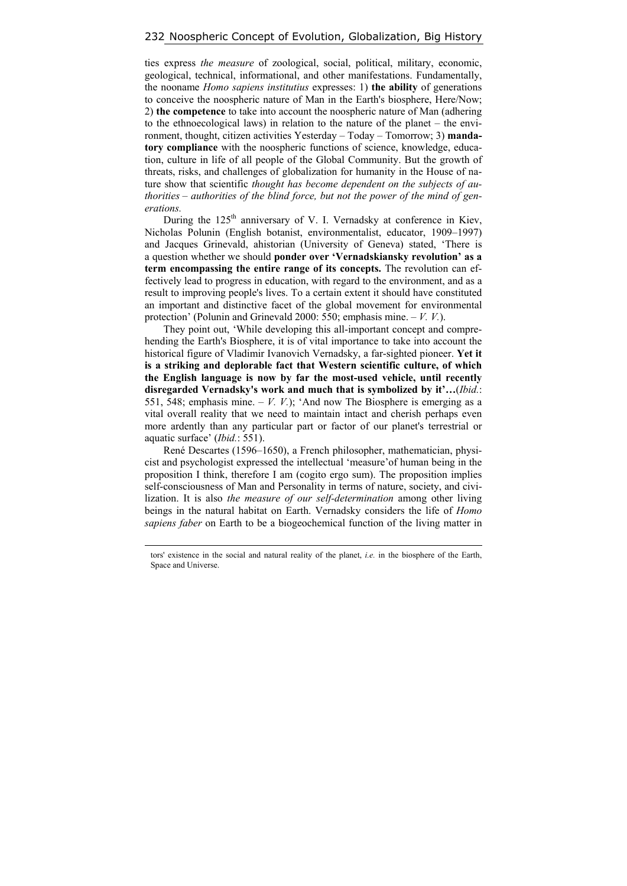ties express *the measure* of zoological, social, political, military, economic, geological, technical, informational, and other manifestations. Fundamentally, the nooname *Homo sapiens institutius* expresses: 1) **the ability** of generations to conceive the noospheric nature of Man in the Earth's biosphere, Here/Now; 2) **the competence** to take into account the noospheric nature of Man (adhering to the ethnoecological laws) in relation to the nature of the planet – the environment, thought, citizen activities Yesterday – Today – Tomorrow; 3) **mandatory compliance** with the noospheric functions of science, knowledge, education, culture in life of all people of the Global Community. But the growth of threats, risks, and challenges of globalization for humanity in the House of nature show that scientific *thought has become dependent on the subjects of authorities – authorities of the blind force, but not the power of the mind of generations.*

During the 125th anniversary of V. I. Vernadsky at conference in Kiev, Nicholas Polunin (English botanist, environmentalist, educator, 1909–1997) and Jacques Grinevald, ahistorian (University of Geneva) stated, 'There is a question whether we should **ponder over 'Vernadskiansky revolution' as a term encompassing the entire range of its concepts.** The revolution can effectively lead to progress in education, with regard to the environment, and as a result to improving people's lives. To a certain extent it should have constituted an important and distinctive facet of the global movement for environmental protection' (Polunin and Grinevald 2000: 550; emphasis mine. – *V. V.*).

They point out, 'While developing this all-important concept and comprehending the Earth's Biosphere, it is of vital importance to take into account the historical figure of Vladimir Ivanovich Vernadsky, a far-sighted pioneer. **Yet it is a striking and deplorable fact that Western scientific culture, of which the English language is now by far the most-used vehicle, until recently disregarded Vernadsky's work and much that is symbolized by it'…**(*Ibid.*: 551, 548; emphasis mine. – *V. V.*); 'And now The Biosphere is emerging as a vital overall reality that we need to maintain intact and cherish perhaps even more ardently than any particular part or factor of our planet's terrestrial or aquatic surface' (*Ibid.*: 551).

René Descartes (1596–1650), a French philosopher, mathematician, physicist and psychologist expressed the intellectual 'measure'of human being in the proposition I think, therefore I am (cogito ergo sum). The proposition implies self-consciousness of Man and Personality in terms of nature, society, and civilization. It is also *the measure of our self-determination* among other living beings in the natural habitat on Earth. Vernadsky considers the life of *Homo sapiens faber* on Earth to be a biogeochemical function of the living matter in

---

tors' existence in the social and natural reality of the planet, *i.e.* in the biosphere of the Earth, Space and Universe.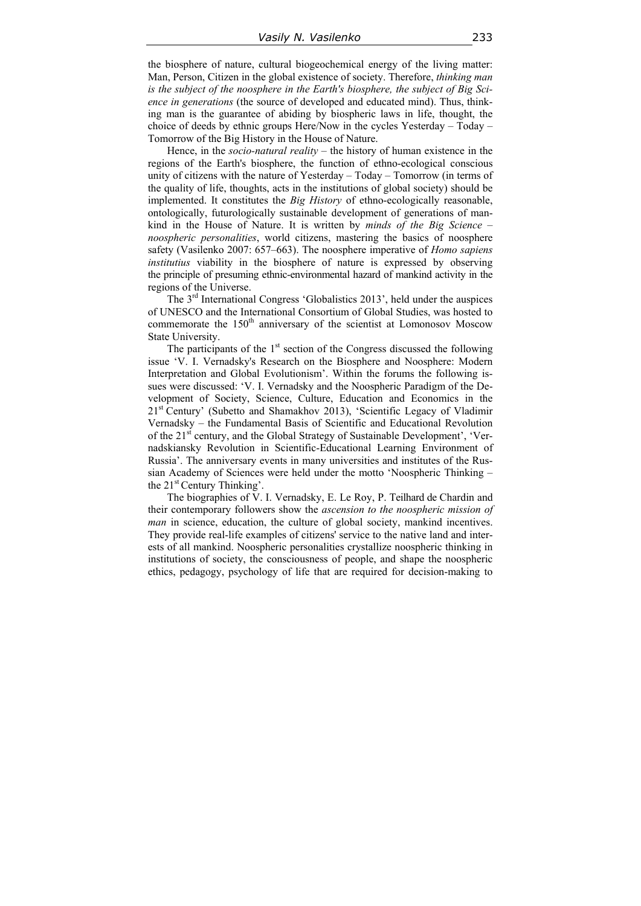the biosphere of nature, cultural biogeochemical energy of the living matter: Man, Person, Citizen in the global existence of society. Therefore, *thinking man is the subject of the noosphere in the Earth's biosphere, the subject of Big Science in generations* (the source of developed and educated mind). Thus, thinking man is the guarantee of abiding by biospheric laws in life, thought, the choice of deeds by ethnic groups Here/Now in the cycles Yesterday – Today – Tomorrow of the Big History in the House of Nature.

Hence, in the *socio-natural reality* – the history of human existence in the regions of the Earth's biosphere, the function of ethno-ecological conscious unity of citizens with the nature of Yesterday – Today – Tomorrow (in terms of the quality of life, thoughts, acts in the institutions of global society) should be implemented. It constitutes the *Big History* of ethno-ecologically reasonable, ontologically, futurologically sustainable development of generations of mankind in the House of Nature. It is written by *minds of the Big Science – noospheric personalities*, world citizens, mastering the basics of noosphere safety (Vasilenko 2007: 657–663). The noosphere imperative of *Homo sapiens institutius* viability in the biosphere of nature is expressed by observing the principle of presuming ethnic-environmental hazard of mankind activity in the regions of the Universe.

The 3rd International Congress 'Globalistics 2013', held under the auspices of UNESCO and the International Consortium of Global Studies, was hosted to commemorate the 150th anniversary of the scientist at Lomonosov Moscow State University.

The participants of the 1st section of the Congress discussed the following issue 'V. I. Vernadsky's Research on the Biosphere and Noosphere: Modern Interpretation and Global Evolutionism'. Within the forums the following issues were discussed: 'V. I. Vernadsky and the Noospheric Paradigm of the Development of Society, Science, Culture, Education and Economics in the 21st Century' (Subetto and Shamakhov 2013), 'Scientific Legacy of Vladimir Vernadsky – the Fundamental Basis of Scientific and Educational Revolution of the 21st century, and the Global Strategy of Sustainable Development', 'Vernadskiansky Revolution in Scientific-Educational Learning Environment of Russia'. The anniversary events in many universities and institutes of the Russian Academy of Sciences were held under the motto 'Noospheric Thinking – the 21st Century Thinking'.

The biographies of V. I. Vernadsky, E. Le Roy, P. Teilhard de Chardin and their contemporary followers show the *ascension to the noospheric mission of man* in science, education, the culture of global society, mankind incentives. They provide real-life examples of citizens' service to the native land and interests of all mankind. Noospheric personalities crystallize noospheric thinking in institutions of society, the consciousness of people, and shape the noospheric ethics, pedagogy, psychology of life that are required for decision-making to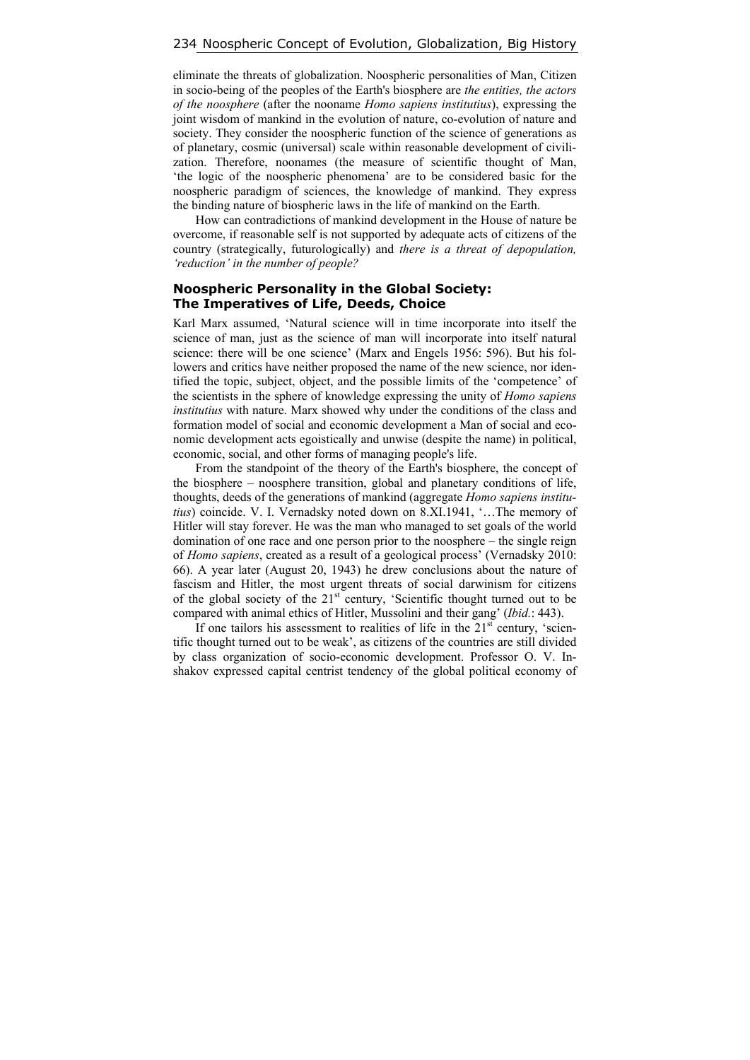eliminate the threats of globalization. Noospheric personalities of Man, Citizen in socio-being of the peoples of the Earth's biosphere are *the entities, the actors of the noosphere* (after the nooname *Homo sapiens institutius*), expressing the joint wisdom of mankind in the evolution of nature, co-evolution of nature and society. They consider the noospheric function of the science of generations as of planetary, cosmic (universal) scale within reasonable development of civilization. Therefore, noonames (the measure of scientific thought of Man, 'the logic of the noospheric phenomena' are to be considered basic for the noospheric paradigm of sciences, the knowledge of mankind. They express the binding nature of biospheric laws in the life of mankind on the Earth.

How can contradictions of mankind development in the House of nature be overcome, if reasonable self is not supported by adequate acts of citizens of the country (strategically, futurologically) and *there is a threat of depopulation, 'reduction' in the number of people?*

## Noospheric Personality in the Global Society: The Imperatives of Life, Deeds, Choice

Karl Marx assumed, 'Natural science will in time incorporate into itself the science of man, just as the science of man will incorporate into itself natural science: there will be one science' (Marx and Engels 1956: 596). But his followers and critics have neither proposed the name of the new science, nor identified the topic, subject, object, and the possible limits of the 'competence' of the scientists in the sphere of knowledge expressing the unity of *Homo sapiens institutius* with nature. Marx showed why under the conditions of the class and formation model of social and economic development a Man of social and economic development acts egoistically and unwise (despite the name) in political, economic, social, and other forms of managing people's life.

From the standpoint of the theory of the Earth's biosphere, the concept of the biosphere – noosphere transition, global and planetary conditions of life, thoughts, deeds of the generations of mankind (aggregate *Homo sapiens institutius*) coincide. V. I. Vernadsky noted down on 8.XI.1941, '…The memory of Hitler will stay forever. He was the man who managed to set goals of the world domination of one race and one person prior to the noosphere – the single reign of *Homo sapiens*, created as a result of a geological process' (Vernadsky 2010: 66). A year later (August 20, 1943) he drew conclusions about the nature of fascism and Hitler, the most urgent threats of social darwinism for citizens of the global society of the 21st century, 'Scientific thought turned out to be compared with animal ethics of Hitler, Mussolini and their gang' (*Ibid.*: 443).

If one tailors his assessment to realities of life in the 21st century, 'scientific thought turned out to be weak', as citizens of the countries are still divided by class organization of socio-economic development. Professor O. V. Inshakov expressed capital centrist tendency of the global political economy of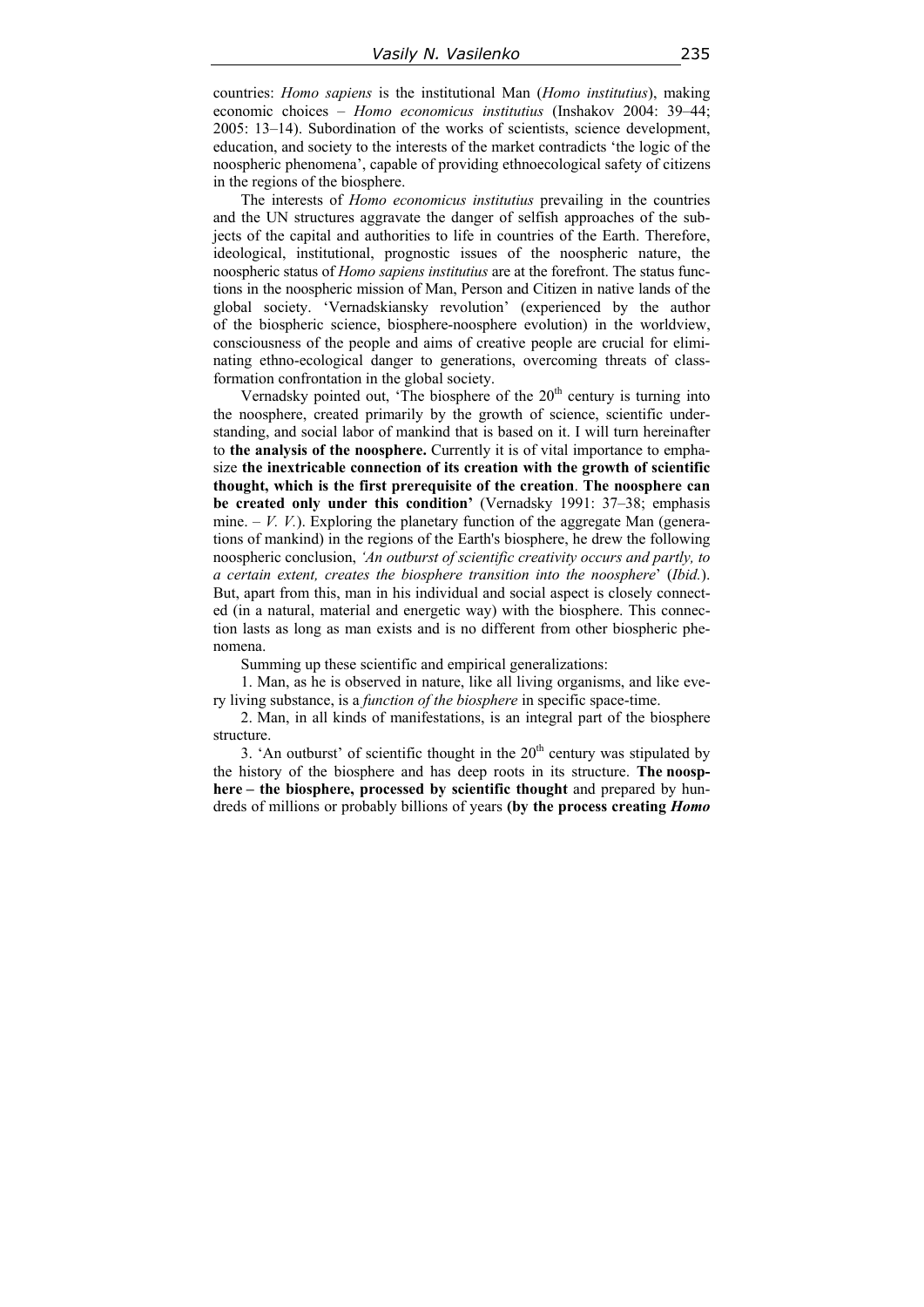countries: *Homo sapiens* is the institutional Man (*Homo institutius*), making economic choices – *Homo economicus institutius* (Inshakov 2004: 39–44; 2005: 13–14). Subordination of the works of scientists, science development, education, and society to the interests of the market contradicts 'the logic of the noospheric phenomena', capable of providing ethnoecological safety of citizens in the regions of the biosphere.

The interests of *Homo economicus institutius* prevailing in the countries and the UN structures aggravate the danger of selfish approaches of the subjects of the capital and authorities to life in countries of the Earth. Therefore, ideological, institutional, prognostic issues of the noospheric nature, the noospheric status of *Homo sapiens institutius* are at the forefront. The status functions in the noospheric mission of Man, Person and Citizen in native lands of the global society. 'Vernadskiansky revolution' (experienced by the author of the biospheric science, biosphere-noosphere evolution) in the worldview, consciousness of the people and aims of creative people are crucial for eliminating ethno-ecological danger to generations, overcoming threats of class-formation confrontation in the global society.

Vernadsky pointed out, 'The biosphere of the 20th century is turning into the noosphere, created primarily by the growth of science, scientific understanding, and social labor of mankind that is based on it. I will turn hereinafter to **the analysis of the noosphere.** Currently it is of vital importance to emphasize **the inextricable connection of its creation with the growth of scientific thought, which is the first prerequisite of the creation**. **The noosphere can be created only under this condition'** (Vernadsky 1991: 37–38; emphasis mine. – *V. V.*). Exploring the planetary function of the aggregate Man (generations of mankind) in the regions of the Earth's biosphere, he drew the following noospheric conclusion, *'An outburst of scientific creativity occurs and partly, to a certain extent, creates the biosphere transition into the noosphere*' (*Ibid.*). But, apart from this, man in his individual and social aspect is closely connected (in a natural, material and energetic way) with the biosphere. This connection lasts as long as man exists and is no different from other biospheric phenomena.

Summing up these scientific and empirical generalizations:

1. Man, as he is observed in nature, like all living organisms, and like every living substance, is a *function of the biosphere* in specific space-time.

2. Man, in all kinds of manifestations, is an integral part of the biosphere structure.

3. 'An outburst' of scientific thought in the 20th century was stipulated by the history of the biosphere and has deep roots in its structure. **The noosphere – the biosphere, processed by scientific thought** and prepared by hundreds of millions or probably billions of years **(by the process creating *Homo***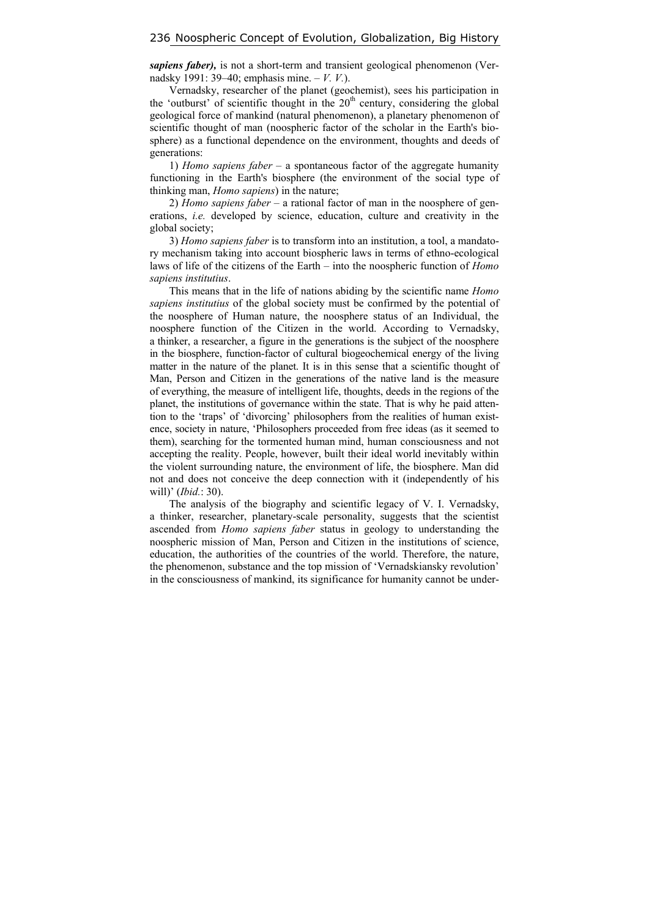***sapiens faber),*** is not a short-term and transient geological phenomenon (Vernadsky 1991: 39–40; emphasis mine. – *V. V.*).

Vernadsky, researcher of the planet (geochemist), sees his participation in the 'outburst' of scientific thought in the 20[th] century, considering the global geological force of mankind (natural phenomenon), a planetary phenomenon of scientific thought of man (noospheric factor of the scholar in the Earth's biosphere) as a functional dependence on the environment, thoughts and deeds of generations:

1) *Homo sapiens faber* – a spontaneous factor of the aggregate humanity functioning in the Earth's biosphere (the environment of the social type of thinking man, *Homo sapiens*) in the nature;

2) *Homo sapiens faber* – a rational factor of man in the noosphere of generations, *i.e.* developed by science, education, culture and creativity in the global society;

3) *Homo sapiens faber* is to transform into an institution, a tool, a mandatory mechanism taking into account biospheric laws in terms of ethno-ecological laws of life of the citizens of the Earth – into the noospheric function of *Homo sapiens institutius*.

This means that in the life of nations abiding by the scientific name *Homo sapiens institutius* of the global society must be confirmed by the potential of the noosphere of Human nature, the noosphere status of an Individual, the noosphere function of the Citizen in the world. According to Vernadsky, a thinker, a researcher, a figure in the generations is the subject of the noosphere in the biosphere, function-factor of cultural biogeochemical energy of the living matter in the nature of the planet. It is in this sense that a scientific thought of Man, Person and Citizen in the generations of the native land is the measure of everything, the measure of intelligent life, thoughts, deeds in the regions of the planet, the institutions of governance within the state. That is why he paid attention to the 'traps' of 'divorcing' philosophers from the realities of human existence, society in nature, 'Philosophers proceeded from free ideas (as it seemed to them), searching for the tormented human mind, human consciousness and not accepting the reality. People, however, built their ideal world inevitably within the violent surrounding nature, the environment of life, the biosphere. Man did not and does not conceive the deep connection with it (independently of his will)' (*Ibid.*: 30).

The analysis of the biography and scientific legacy of V. I. Vernadsky, a thinker, researcher, planetary-scale personality, suggests that the scientist ascended from *Homo sapiens faber* status in geology to understanding the noospheric mission of Man, Person and Citizen in the institutions of science, education, the authorities of the countries of the world. Therefore, the nature, the phenomenon, substance and the top mission of 'Vernadskiansky revolution' in the consciousness of mankind, its significance for humanity cannot be under-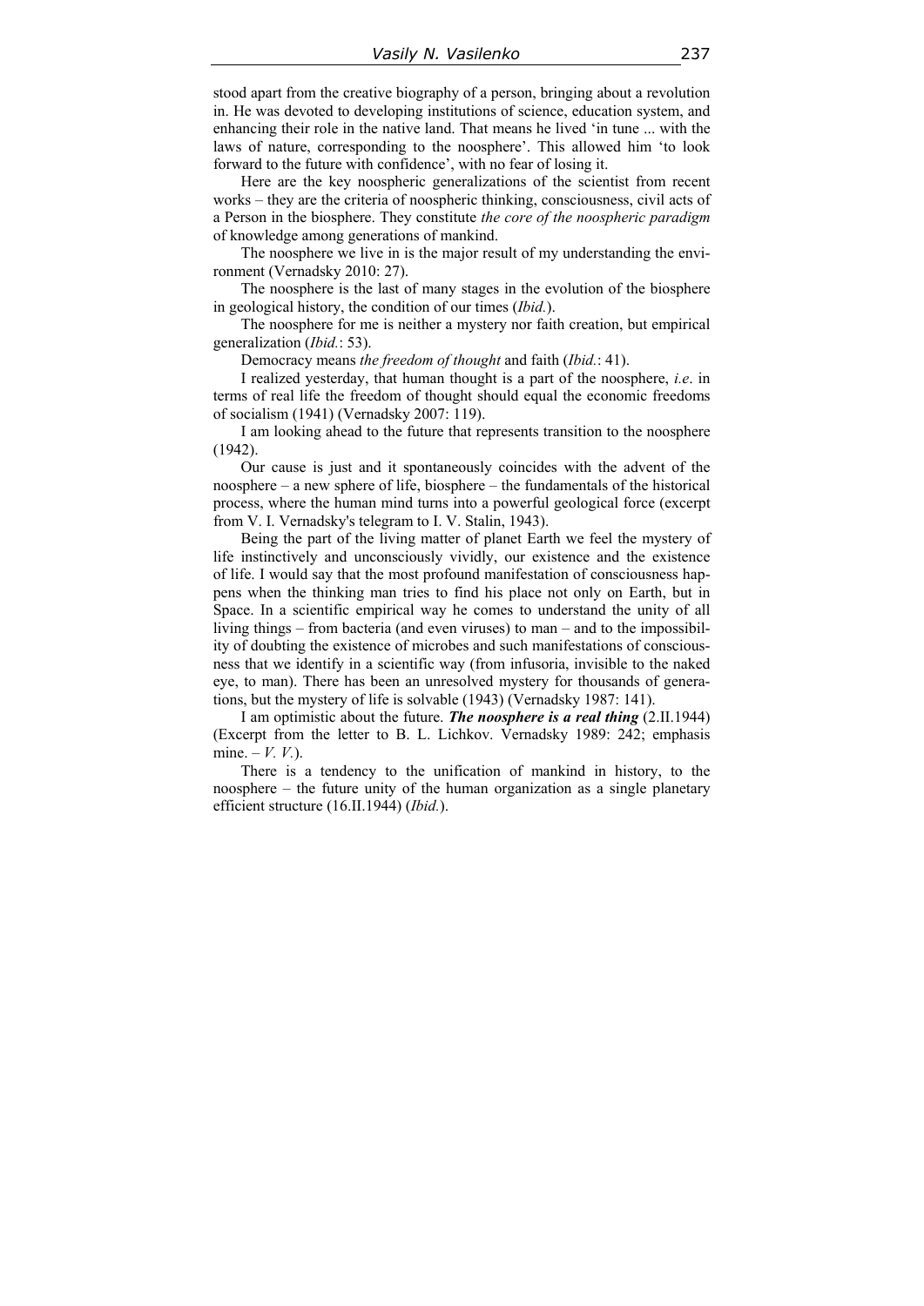stood apart from the creative biography of a person, bringing about a revolution in. He was devoted to developing institutions of science, education system, and enhancing their role in the native land. That means he lived 'in tune ... with the laws of nature, corresponding to the noosphere'. This allowed him 'to look forward to the future with confidence', with no fear of losing it.

Here are the key noospheric generalizations of the scientist from recent works – they are the criteria of noospheric thinking, consciousness, civil acts of a Person in the biosphere. They constitute *the core of the noospheric paradigm* of knowledge among generations of mankind.

The noosphere we live in is the major result of my understanding the environment (Vernadsky 2010: 27).

The noosphere is the last of many stages in the evolution of the biosphere in geological history, the condition of our times (*Ibid.*).

The noosphere for me is neither a mystery nor faith creation, but empirical generalization (*Ibid.*: 53).

Democracy means *the freedom of thought* and faith (*Ibid.*: 41).

I realized yesterday, that human thought is a part of the noosphere, *i.e*. in terms of real life the freedom of thought should equal the economic freedoms of socialism (1941) (Vernadsky 2007: 119).

I am looking ahead to the future that represents transition to the noosphere (1942).

Our cause is just and it spontaneously coincides with the advent of the noosphere – a new sphere of life, biosphere – the fundamentals of the historical process, where the human mind turns into a powerful geological force (excerpt from V. I. Vernadsky's telegram to I. V. Stalin, 1943).

Being the part of the living matter of planet Earth we feel the mystery of life instinctively and unconsciously vividly, our existence and the existence of life. I would say that the most profound manifestation of consciousness happens when the thinking man tries to find his place not only on Earth, but in Space. In a scientific empirical way he comes to understand the unity of all living things – from bacteria (and even viruses) to man – and to the impossibility of doubting the existence of microbes and such manifestations of consciousness that we identify in a scientific way (from infusoria, invisible to the naked eye, to man). There has been an unresolved mystery for thousands of generations, but the mystery of life is solvable (1943) (Vernadsky 1987: 141).

I am optimistic about the future. ***The noosphere is a real thing*** (2.II.1944) (Excerpt from the letter to B. L. Lichkov. Vernadsky 1989: 242; emphasis mine. – *V. V.*).

There is a tendency to the unification of mankind in history, to the noosphere – the future unity of the human organization as a single planetary efficient structure (16.II.1944) (*Ibid.*).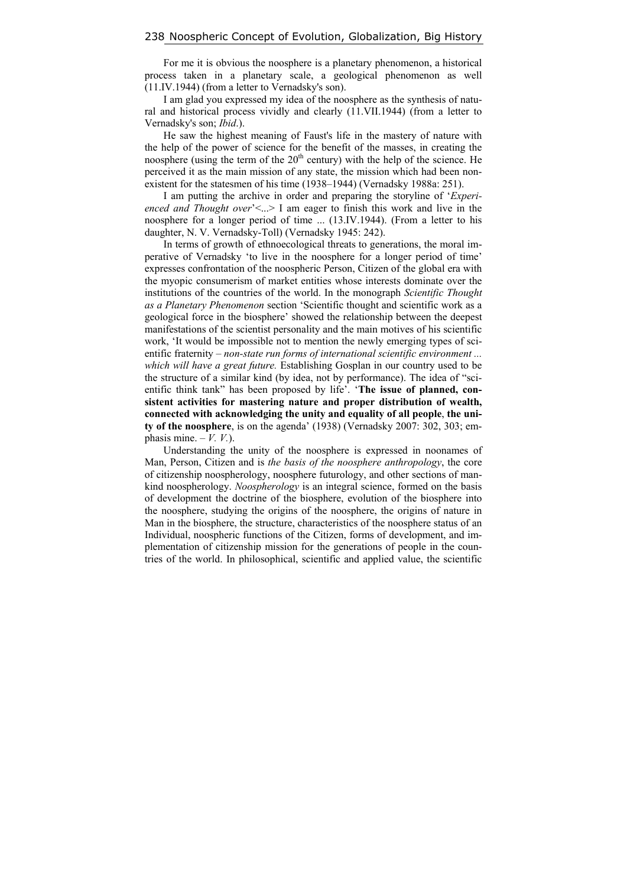For me it is obvious the noosphere is a planetary phenomenon, a historical process taken in a planetary scale, a geological phenomenon as well (11.IV.1944) (from a letter to Vernadsky's son).

I am glad you expressed my idea of the noosphere as the synthesis of natural and historical process vividly and clearly (11.VII.1944) (from a letter to Vernadsky's son; *Ibid*.).

He saw the highest meaning of Faust's life in the mastery of nature with the help of the power of science for the benefit of the masses, in creating the noosphere (using the term of the 20th century) with the help of the science. He perceived it as the main mission of any state, the mission which had been nonexistent for the statesmen of his time (1938–1944) (Vernadsky 1988a: 251).

I am putting the archive in order and preparing the storyline of '*Experienced and Thought over*'<...> I am eager to finish this work and live in the noosphere for a longer period of time ... (13.IV.1944). (From a letter to his daughter, N. V. Vernadsky-Toll) (Vernadsky 1945: 242).

In terms of growth of ethnoecological threats to generations, the moral imperative of Vernadsky 'to live in the noosphere for a longer period of time' expresses confrontation of the noospheric Person, Citizen of the global era with the myopic consumerism of market entities whose interests dominate over the institutions of the countries of the world. In the monograph *Scientific Thought as a Planetary Phenomenon* section 'Scientific thought and scientific work as a geological force in the biosphere' showed the relationship between the deepest manifestations of the scientist personality and the main motives of his scientific work, 'It would be impossible not to mention the newly emerging types of scientific fraternity – *non-state run forms of international scientific environment ... which will have a great future.* Establishing Gosplan in our country used to be the structure of a similar kind (by idea, not by performance). The idea of "scientific think tank" has been proposed by life'. '**The issue of planned, consistent activities for mastering nature and proper distribution of wealth, connected with acknowledging the unity and equality of all people**, **the unity of the noosphere**, is on the agenda' (1938) (Vernadsky 2007: 302, 303; emphasis mine. – *V. V.*).

Understanding the unity of the noosphere is expressed in noonames of Man, Person, Citizen and is *the basis of the noosphere anthropology*, the core of citizenship noospherology, noosphere futurology, and other sections of mankind noospherology. *Noospherology* is an integral science, formed on the basis of development the doctrine of the biosphere, evolution of the biosphere into the noosphere, studying the origins of the noosphere, the origins of nature in Man in the biosphere, the structure, characteristics of the noosphere status of an Individual, noospheric functions of the Citizen, forms of development, and implementation of citizenship mission for the generations of people in the countries of the world. In philosophical, scientific and applied value, the scientific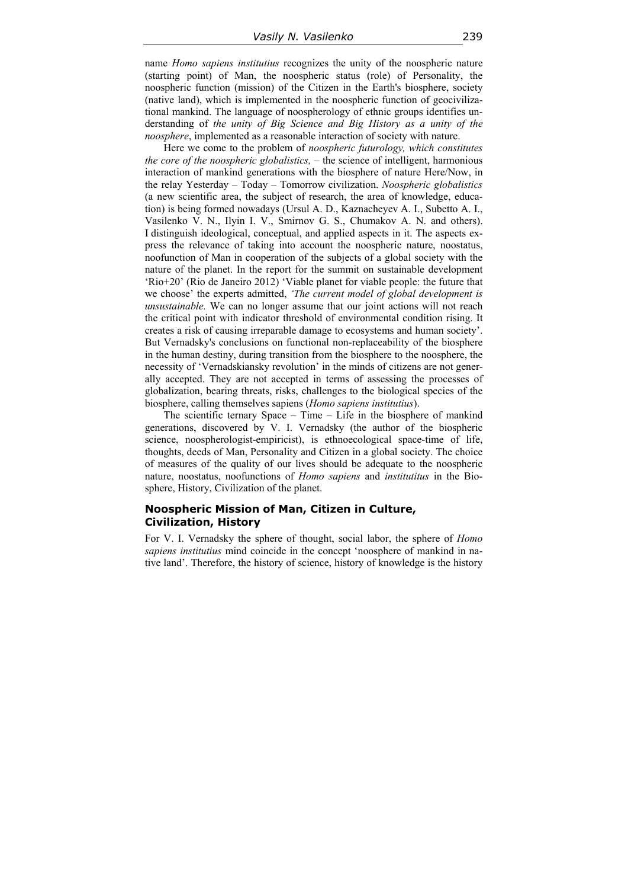name *Homo sapiens institutius* recognizes the unity of the noospheric nature (starting point) of Man, the noospheric status (role) of Personality, the noospheric function (mission) of the Citizen in the Earth's biosphere, society (native land), which is implemented in the noospheric function of geocivilizational mankind. The language of noospherology of ethnic groups identifies understanding of *the unity of Big Science and Big History as a unity of the noosphere*, implemented as a reasonable interaction of society with nature.

Here we come to the problem of *noospheric futurology, which constitutes the core of the noospheric globalistics,* – the science of intelligent, harmonious interaction of mankind generations with the biosphere of nature Here/Now, in the relay Yesterday – Today – Tomorrow civilization. *Noospheric globalistics* (a new scientific area, the subject of research, the area of knowledge, education) is being formed nowadays (Ursul A. D., Kaznacheyev A. I., Subetto A. I., Vasilenko V. N., Ilyin I. V., Smirnov G. S., Chumakov A. N. and others). I distinguish ideological, conceptual, and applied aspects in it. The aspects express the relevance of taking into account the noospheric nature, noostatus, noofunction of Man in cooperation of the subjects of a global society with the nature of the planet. In the report for the summit on sustainable development 'Rio+20' (Rio de Janeiro 2012) 'Viable planet for viable people: the future that we choose' the experts admitted, *'The current model of global development is unsustainable.* We can no longer assume that our joint actions will not reach the critical point with indicator threshold of environmental condition rising. It creates a risk of causing irreparable damage to ecosystems and human society'. But Vernadsky's conclusions on functional non-replaceability of the biosphere in the human destiny, during transition from the biosphere to the noosphere, the necessity of 'Vernadskiansky revolution' in the minds of citizens are not generally accepted. They are not accepted in terms of assessing the processes of globalization, bearing threats, risks, challenges to the biological species of the biosphere, calling themselves sapiens (*Homo sapiens institutius*).

The scientific ternary Space – Time – Life in the biosphere of mankind generations, discovered by V. I. Vernadsky (the author of the biospheric science, noospherologist-empiricist), is ethnoecological space-time of life, thoughts, deeds of Man, Personality and Citizen in a global society. The choice of measures of the quality of our lives should be adequate to the noospheric nature, noostatus, noofunctions of *Homo sapiens* and *institutitus* in the Biosphere, History, Civilization of the planet.

## Noospheric Mission of Man, Citizen in Culture, Civilization, History

For V. I. Vernadsky the sphere of thought, social labor, the sphere of *Homo sapiens institutius* mind coincide in the concept 'noosphere of mankind in native land'. Therefore, the history of science, history of knowledge is the history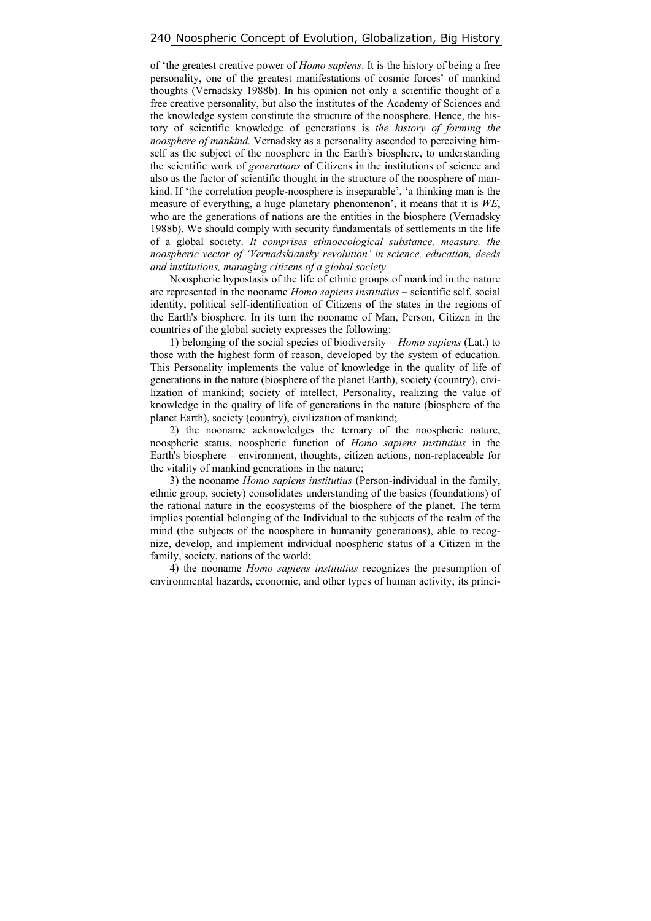of 'the greatest creative power of *Homo sapiens*. It is the history of being a free personality, one of the greatest manifestations of cosmic forces' of mankind thoughts (Vernadsky 1988b). In his opinion not only a scientific thought of a free creative personality, but also the institutes of the Academy of Sciences and the knowledge system constitute the structure of the noosphere. Hence, the history of scientific knowledge of generations is *the history of forming the noosphere of mankind.* Vernadsky as a personality ascended to perceiving himself as the subject of the noosphere in the Earth's biosphere, to understanding the scientific work of *generations* of Citizens in the institutions of science and also as the factor of scientific thought in the structure of the noosphere of mankind. If 'the correlation people-noosphere is inseparable', 'a thinking man is the measure of everything, a huge planetary phenomenon', it means that it is *WE*, who are the generations of nations are the entities in the biosphere (Vernadsky 1988b). We should comply with security fundamentals of settlements in the life of a global society. *It comprises ethnoecological substance, measure, the noospheric vector of 'Vernadskiansky revolution' in science, education, deeds and institutions, managing citizens of a global society.*

Noospheric hypostasis of the life of ethnic groups of mankind in the nature are represented in the nooname *Homo sapiens institutius* – scientific self, social identity, political self-identification of Citizens of the states in the regions of the Earth's biosphere. In its turn the nooname of Man, Person, Citizen in the countries of the global society expresses the following:

1) belonging of the social species of biodiversity – *Homo sapiens* (Lat.) to those with the highest form of reason, developed by the system of education. This Personality implements the value of knowledge in the quality of life of generations in the nature (biosphere of the planet Earth), society (country), civilization of mankind; society of intellect, Personality, realizing the value of knowledge in the quality of life of generations in the nature (biosphere of the planet Earth), society (country), civilization of mankind;

2) the nooname acknowledges the ternary of the noospheric nature, noospheric status, noospheric function of *Homo sapiens institutius* in the Earth's biosphere – environment, thoughts, citizen actions, non-replaceable for the vitality of mankind generations in the nature;

3) the nooname *Homo sapiens institutius* (Person-individual in the family, ethnic group, society) consolidates understanding of the basics (foundations) of the rational nature in the ecosystems of the biosphere of the planet. The term implies potential belonging of the Individual to the subjects of the realm of the mind (the subjects of the noosphere in humanity generations), able to recognize, develop, and implement individual noospheric status of a Citizen in the family, society, nations of the world;

4) the nooname *Homo sapiens institutius* recognizes the presumption of environmental hazards, economic, and other types of human activity; its princi-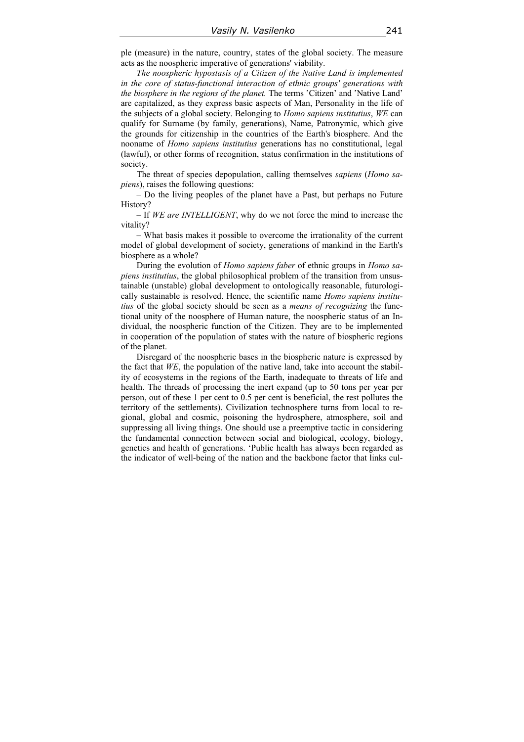ple (measure) in the nature, country, states of the global society. The measure acts as the noospheric imperative of generations' viability.

*The noospheric hypostasis of a Citizen of the Native Land is implemented in the core of status-functional interaction of ethnic groups' generations with the biosphere in the regions of the planet.* The terms ʽCitizen' and ʽNative Land' are capitalized, as they express basic aspects of Man, Personality in the life of the subjects of a global society. Belonging to *Homo sapiens institutius*, *WE* can qualify for Surname (by family, generations), Name, Patronymic, which give the grounds for citizenship in the countries of the Earth's biosphere. And the nooname of *Homo sapiens institutius* generations has no constitutional, legal (lawful), or other forms of recognition, status confirmation in the institutions of society.

The threat of species depopulation, calling themselves *sapiens* (*Homo sapiens*), raises the following questions:

– Do the living peoples of the planet have a Past, but perhaps no Future History?

– If *WE are INTELLIGENT*, why do we not force the mind to increase the vitality?

– What basis makes it possible to overcome the irrationality of the current model of global development of society, generations of mankind in the Earth's biosphere as a whole?

During the evolution of *Homo sapiens faber* of ethnic groups in *Homo sapiens institutius*, the global philosophical problem of the transition from unsustainable (unstable) global development to ontologically reasonable, futurologically sustainable is resolved. Hence, the scientific name *Homo sapiens institutius* of the global society should be seen as a *means of recognizing* the functional unity of the noosphere of Human nature, the noospheric status of an Individual, the noospheric function of the Citizen. They are to be implemented in cooperation of the population of states with the nature of biospheric regions of the planet.

Disregard of the noospheric bases in the biospheric nature is expressed by the fact that *WE*, the population of the native land, take into account the stability of ecosystems in the regions of the Earth, inadequate to threats of life and health. The threads of processing the inert expand (up to 50 tons per year per person, out of these 1 per cent to 0.5 per cent is beneficial, the rest pollutes the territory of the settlements). Civilization technosphere turns from local to regional, global and cosmic, poisoning the hydrosphere, atmosphere, soil and suppressing all living things. One should use a preemptive tactic in considering the fundamental connection between social and biological, ecology, biology, genetics and health of generations. 'Public health has always been regarded as the indicator of well-being of the nation and the backbone factor that links cul-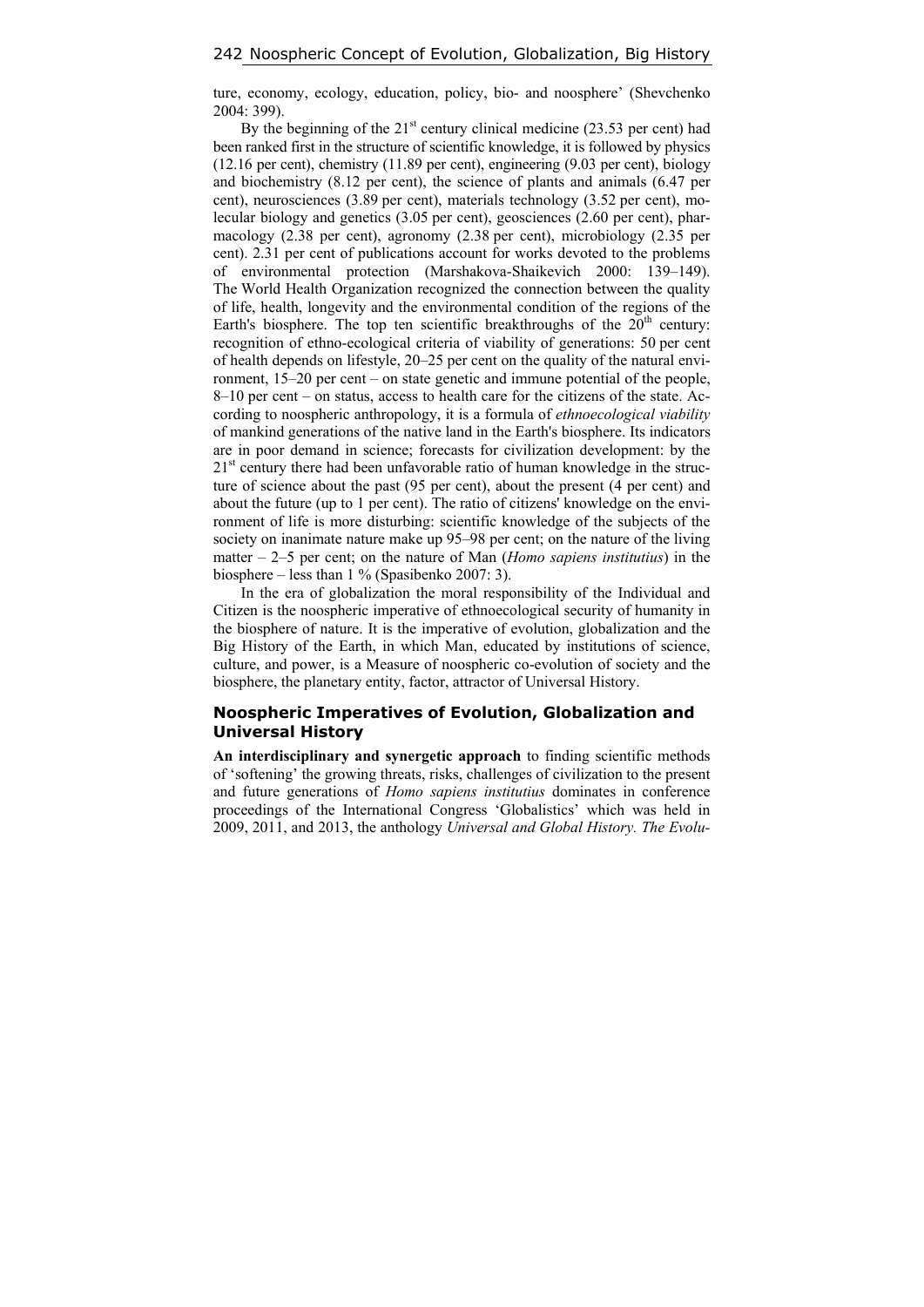ture, economy, ecology, education, policy, bio- and noosphere' (Shevchenko 2004: 399).

By the beginning of the 21st century clinical medicine (23.53 per cent) had been ranked first in the structure of scientific knowledge, it is followed by physics (12.16 per cent), chemistry (11.89 per cent), engineering (9.03 per cent), biology and biochemistry (8.12 per cent), the science of plants and animals (6.47 per cent), neurosciences (3.89 per cent), materials technology (3.52 per cent), molecular biology and genetics (3.05 per cent), geosciences (2.60 per cent), pharmacology (2.38 per cent), agronomy (2.38 per cent), microbiology (2.35 per cent). 2.31 per cent of publications account for works devoted to the problems of environmental protection (Marshakova-Shaikevich 2000: 139–149). The World Health Organization recognized the connection between the quality of life, health, longevity and the environmental condition of the regions of the Earth's biosphere. The top ten scientific breakthroughs of the 20th century: recognition of ethno-ecological criteria of viability of generations: 50 per cent of health depends on lifestyle, 20–25 per cent on the quality of the natural environment, 15–20 per cent – on state genetic and immune potential of the people, 8–10 per cent – on status, access to health care for the citizens of the state. According to noospheric anthropology, it is a formula of *ethnoecological viability* of mankind generations of the native land in the Earth's biosphere. Its indicators are in poor demand in science; forecasts for civilization development: by the 21st century there had been unfavorable ratio of human knowledge in the structure of science about the past (95 per cent), about the present (4 per cent) and about the future (up to 1 per cent). The ratio of citizens' knowledge on the environment of life is more disturbing: scientific knowledge of the subjects of the society on inanimate nature make up 95–98 per cent; on the nature of the living matter – 2–5 per cent; on the nature of Man (*Homo sapiens institutius*) in the biosphere – less than 1 % (Spasibenko 2007: 3).

In the era of globalization the moral responsibility of the Individual and Citizen is the noospheric imperative of ethnoecological security of humanity in the biosphere of nature. It is the imperative of evolution, globalization and the Big History of the Earth, in which Man, educated by institutions of science, culture, and power, is a Measure of noospheric co-evolution of society and the biosphere, the planetary entity, factor, attractor of Universal History.

## Noospheric Imperatives of Evolution, Globalization and Universal History

**An interdisciplinary and synergetic approach** to finding scientific methods of 'softening' the growing threats, risks, challenges of civilization to the present and future generations of *Homo sapiens institutius* dominates in conference proceedings of the International Congress 'Globalistics' which was held in 2009, 2011, and 2013, the anthology *Universal and Global History. The Evolu-*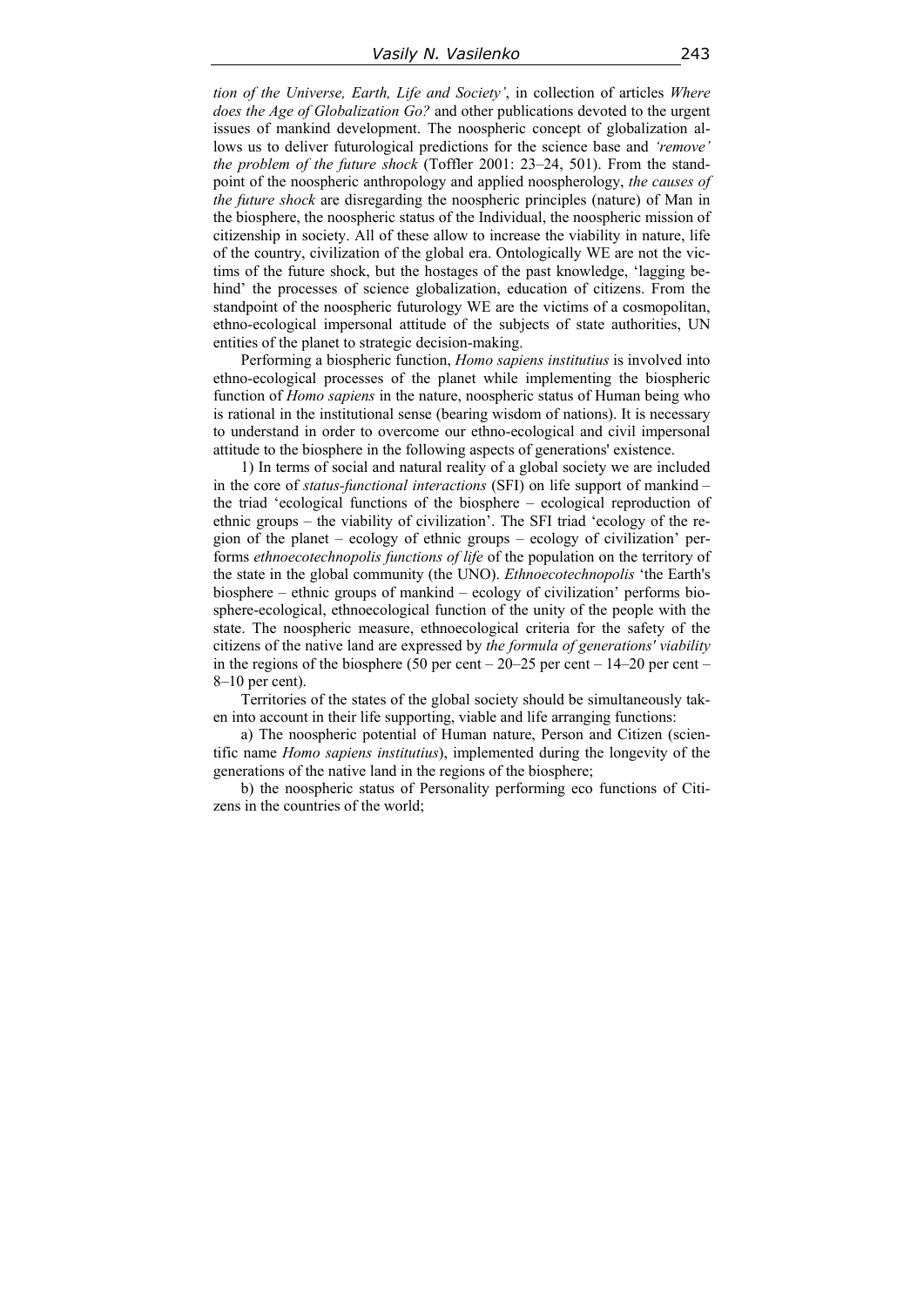*tion of the Universe, Earth, Life and Society'*, in collection of articles *Where does the Age of Globalization Go?* and other publications devoted to the urgent issues of mankind development. The noospheric concept of globalization allows us to deliver futurological predictions for the science base and *'remove' the problem of the future shock* (Toffler 2001: 23–24, 501). From the standpoint of the noospheric anthropology and applied noospherology, *the causes of the future shock* are disregarding the noospheric principles (nature) of Man in the biosphere, the noospheric status of the Individual, the noospheric mission of citizenship in society. All of these allow to increase the viability in nature, life of the country, civilization of the global era. Ontologically WE are not the victims of the future shock, but the hostages of the past knowledge, 'lagging behind' the processes of science globalization, education of citizens. From the standpoint of the noospheric futurology WE are the victims of a cosmopolitan, ethno-ecological impersonal attitude of the subjects of state authorities, UN entities of the planet to strategic decision-making.

Performing a biospheric function, *Homo sapiens institutius* is involved into ethno-ecological processes of the planet while implementing the biospheric function of *Homo sapiens* in the nature, noospheric status of Human being who is rational in the institutional sense (bearing wisdom of nations). It is necessary to understand in order to overcome our ethno-ecological and civil impersonal attitude to the biosphere in the following aspects of generations' existence.

1) In terms of social and natural reality of a global society we are included in the core of *status-functional interactions* (SFI) on life support of mankind – the triad 'ecological functions of the biosphere – ecological reproduction of ethnic groups – the viability of civilization'. The SFI triad 'ecology of the region of the planet – ecology of ethnic groups – ecology of civilization' performs *ethnoecotechnopolis functions of life* of the population on the territory of the state in the global community (the UNO). *Ethnoecotechnopolis* 'the Earth's biosphere – ethnic groups of mankind – ecology of civilization' performs biosphere-ecological, ethnoecological function of the unity of the people with the state. The noospheric measure, ethnoecological criteria for the safety of the citizens of the native land are expressed by *the formula of generations' viability* in the regions of the biosphere (50 per cent – 20–25 per cent – 14–20 per cent – 8–10 per cent).

Territories of the states of the global society should be simultaneously taken into account in their life supporting, viable and life arranging functions:

a) The noospheric potential of Human nature, Person and Citizen (scientific name *Homo sapiens institutius*), implemented during the longevity of the generations of the native land in the regions of the biosphere;

b) the noospheric status of Personality performing eco functions of Citizens in the countries of the world;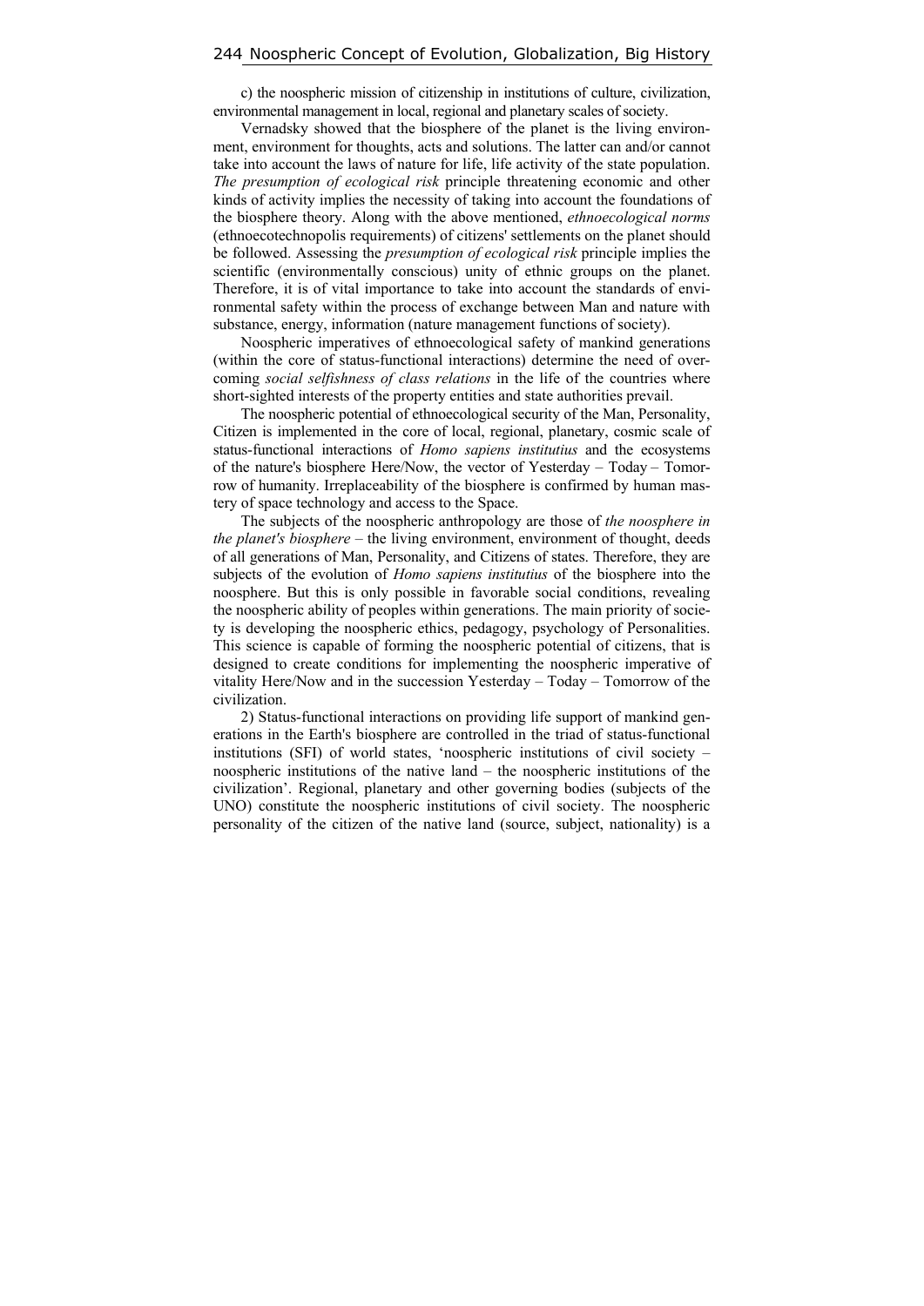c) the noospheric mission of citizenship in institutions of culture, civilization, environmental management in local, regional and planetary scales of society.

Vernadsky showed that the biosphere of the planet is the living environment, environment for thoughts, acts and solutions. The latter can and/or cannot take into account the laws of nature for life, life activity of the state population. *The presumption of ecological risk* principle threatening economic and other kinds of activity implies the necessity of taking into account the foundations of the biosphere theory. Along with the above mentioned, *ethnoecological norms* (ethnoecotechnopolis requirements) of citizens' settlements on the planet should be followed. Assessing the *presumption of ecological risk* principle implies the scientific (environmentally conscious) unity of ethnic groups on the planet. Therefore, it is of vital importance to take into account the standards of environmental safety within the process of exchange between Man and nature with substance, energy, information (nature management functions of society).

Noospheric imperatives of ethnoecological safety of mankind generations (within the core of status-functional interactions) determine the need of overcoming *social selfishness of class relations* in the life of the countries where short-sighted interests of the property entities and state authorities prevail.

The noospheric potential of ethnoecological security of the Man, Personality, Citizen is implemented in the core of local, regional, planetary, cosmic scale of status-functional interactions of *Homo sapiens institutius* and the ecosystems of the nature's biosphere Here/Now, the vector of Yesterday – Today – Tomorrow of humanity. Irreplaceability of the biosphere is confirmed by human mastery of space technology and access to the Space.

The subjects of the noospheric anthropology are those of *the noosphere in the planet's biosphere* – the living environment, environment of thought, deeds of all generations of Man, Personality, and Citizens of states. Therefore, they are subjects of the evolution of *Homo sapiens institutius* of the biosphere into the noosphere. But this is only possible in favorable social conditions, revealing the noospheric ability of peoples within generations. The main priority of society is developing the noospheric ethics, pedagogy, psychology of Personalities. This science is capable of forming the noospheric potential of citizens, that is designed to create conditions for implementing the noospheric imperative of vitality Here/Now and in the succession Yesterday – Today – Tomorrow of the civilization.

2) Status-functional interactions on providing life support of mankind generations in the Earth's biosphere are controlled in the triad of status-functional institutions (SFI) of world states, 'noospheric institutions of civil society – noospheric institutions of the native land – the noospheric institutions of the civilization'. Regional, planetary and other governing bodies (subjects of the UNO) constitute the noospheric institutions of civil society. The noospheric personality of the citizen of the native land (source, subject, nationality) is a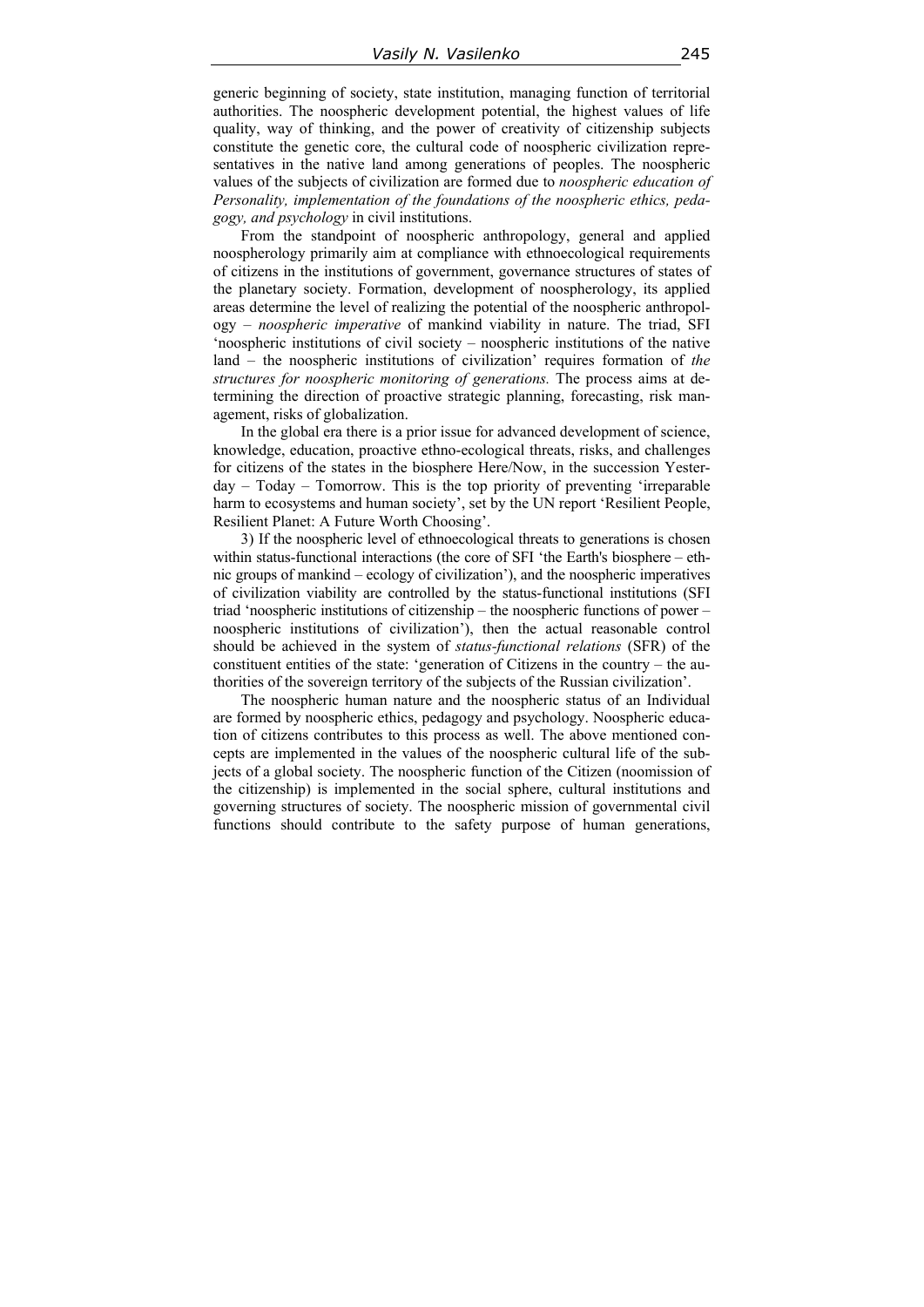generic beginning of society, state institution, managing function of territorial authorities. The noospheric development potential, the highest values of life quality, way of thinking, and the power of creativity of citizenship subjects constitute the genetic core, the cultural code of noospheric civilization representatives in the native land among generations of peoples. The noospheric values of the subjects of civilization are formed due to *noospheric education of Personality, implementation of the foundations of the noospheric ethics, pedagogy, and psychology* in civil institutions.

From the standpoint of noospheric anthropology, general and applied noospherology primarily aim at compliance with ethnoecological requirements of citizens in the institutions of government, governance structures of states of the planetary society. Formation, development of noospherology, its applied areas determine the level of realizing the potential of the noospheric anthropology – *noospheric imperative* of mankind viability in nature. The triad, SFI 'noospheric institutions of civil society – noospheric institutions of the native land – the noospheric institutions of civilization' requires formation of *the structures for noospheric monitoring of generations.* The process aims at determining the direction of proactive strategic planning, forecasting, risk management, risks of globalization.

In the global era there is a prior issue for advanced development of science, knowledge, education, proactive ethno-ecological threats, risks, and challenges for citizens of the states in the biosphere Here/Now, in the succession Yesterday – Today – Tomorrow. This is the top priority of preventing 'irreparable harm to ecosystems and human society', set by the UN report 'Resilient People, Resilient Planet: A Future Worth Choosing'.

3) If the noospheric level of ethnoecological threats to generations is chosen within status-functional interactions (the core of SFI 'the Earth's biosphere – ethnic groups of mankind – ecology of civilization'), and the noospheric imperatives of civilization viability are controlled by the status-functional institutions (SFI triad 'noospheric institutions of citizenship – the noospheric functions of power – noospheric institutions of civilization'), then the actual reasonable control should be achieved in the system of *status-functional relations* (SFR) of the constituent entities of the state: 'generation of Citizens in the country – the authorities of the sovereign territory of the subjects of the Russian civilization'.

The noospheric human nature and the noospheric status of an Individual are formed by noospheric ethics, pedagogy and psychology. Noospheric education of citizens contributes to this process as well. The above mentioned concepts are implemented in the values of the noospheric cultural life of the subjects of a global society. The noospheric function of the Citizen (noomission of the citizenship) is implemented in the social sphere, cultural institutions and governing structures of society. The noospheric mission of governmental civil functions should contribute to the safety purpose of human generations,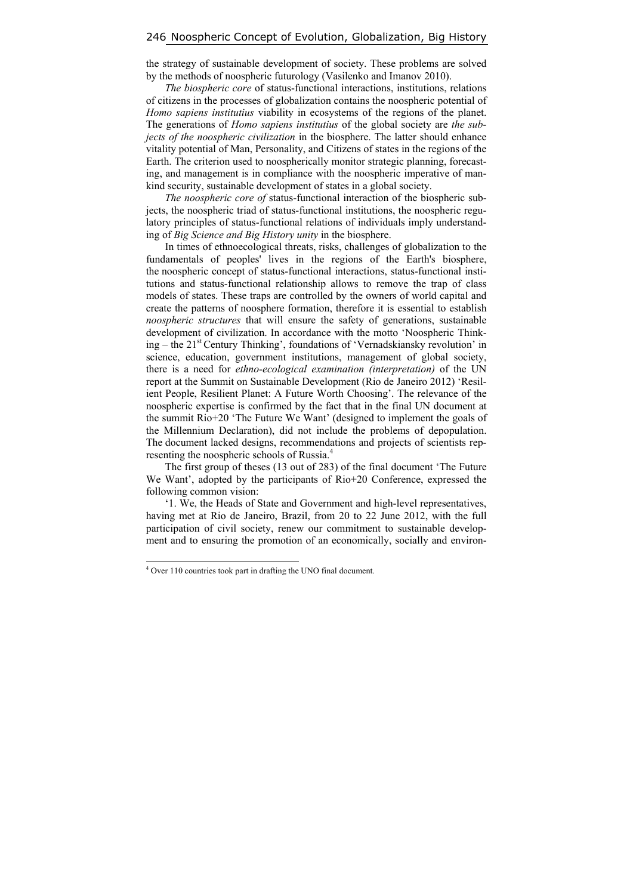the strategy of sustainable development of society. These problems are solved by the methods of noospheric futurology (Vasilenko and Imanov 2010).

*The biospheric core* of status-functional interactions, institutions, relations of citizens in the processes of globalization contains the noospheric potential of *Homo sapiens institutius* viability in ecosystems of the regions of the planet. The generations of *Homo sapiens institutius* of the global society are *the subjects of the noospheric civilization* in the biosphere. The latter should enhance vitality potential of Man, Personality, and Citizens of states in the regions of the Earth. The criterion used to noospherically monitor strategic planning, forecasting, and management is in compliance with the noospheric imperative of mankind security, sustainable development of states in a global society.

*The noospheric core of* status-functional interaction of the biospheric subjects, the noospheric triad of status-functional institutions, the noospheric regulatory principles of status-functional relations of individuals imply understanding of *Big Science and Big History unity* in the biosphere.

In times of ethnoecological threats, risks, challenges of globalization to the fundamentals of peoples' lives in the regions of the Earth's biosphere, the noospheric concept of status-functional interactions, status-functional institutions and status-functional relationship allows to remove the trap of class models of states. These traps are controlled by the owners of world capital and create the patterns of noosphere formation, therefore it is essential to establish *noospheric structures* that will ensure the safety of generations, sustainable development of civilization. In accordance with the motto 'Noospheric Thinking – the 21st Century Thinking', foundations of 'Vernadskiansky revolution' in science, education, government institutions, management of global society, there is a need for *ethno-ecological examination (interpretation)* of the UN report at the Summit on Sustainable Development (Rio de Janeiro 2012) 'Resilient People, Resilient Planet: A Future Worth Choosing'. The relevance of the noospheric expertise is confirmed by the fact that in the final UN document at the summit Rio+20 'The Future We Want' (designed to implement the goals of the Millennium Declaration), did not include the problems of depopulation. The document lacked designs, recommendations and projects of scientists representing the noospheric schools of Russia.[4]

The first group of theses (13 out of 283) of the final document 'The Future We Want', adopted by the participants of Rio+20 Conference, expressed the following common vision:

'1. We, the Heads of State and Government and high-level representatives, having met at Rio de Janeiro, Brazil, from 20 to 22 June 2012, with the full participation of civil society, renew our commitment to sustainable development and to ensuring the promotion of an economically, socially and environ-

---

[4] Over 110 countries took part in drafting the UNO final document.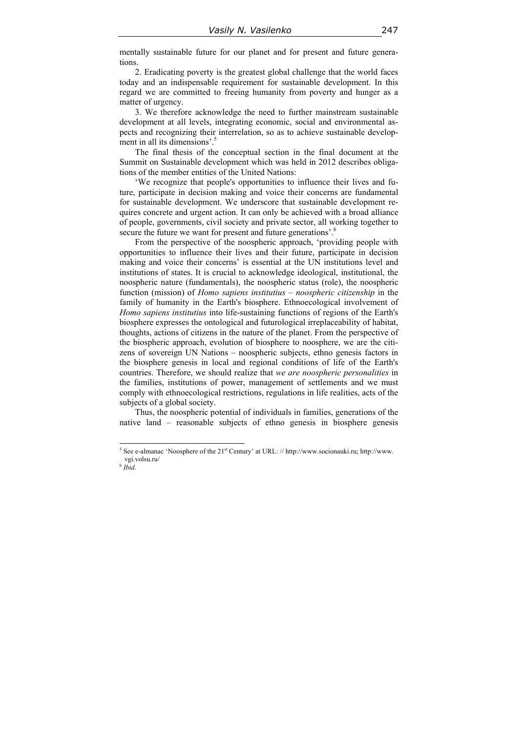mentally sustainable future for our planet and for present and future generations.

2. Eradicating poverty is the greatest global challenge that the world faces today and an indispensable requirement for sustainable development. In this regard we are committed to freeing humanity from poverty and hunger as a matter of urgency.

3. We therefore acknowledge the need to further mainstream sustainable development at all levels, integrating economic, social and environmental aspects and recognizing their interrelation, so as to achieve sustainable development in all its dimensions'.[5]

The final thesis of the conceptual section in the final document at the Summit on Sustainable development which was held in 2012 describes obligations of the member entities of the United Nations:

'We recognize that people's opportunities to influence their lives and future, participate in decision making and voice their concerns are fundamental for sustainable development. We underscore that sustainable development requires concrete and urgent action. It can only be achieved with a broad alliance of people, governments, civil society and private sector, all working together to secure the future we want for present and future generations'.[6]

From the perspective of the noospheric approach, 'providing people with opportunities to influence their lives and their future, participate in decision making and voice their concerns' is essential at the UN institutions level and institutions of states. It is crucial to acknowledge ideological, institutional, the noospheric nature (fundamentals), the noospheric status (role), the noospheric function (mission) of *Homo sapiens institutius – noospheric citizenship* in the family of humanity in the Earth's biosphere. Ethnoecological involvement of *Homo sapiens institutius* into life-sustaining functions of regions of the Earth's biosphere expresses the ontological and futurological irreplaceability of habitat, thoughts, actions of citizens in the nature of the planet. From the perspective of the biospheric approach, evolution of biosphere to noosphere, we are the citizens of sovereign UN Nations – noospheric subjects, ethno genesis factors in the biosphere genesis in local and regional conditions of life of the Earth's countries. Therefore, we should realize that *we are noospheric personalities* in the families, institutions of power, management of settlements and we must comply with ethnoecological restrictions, regulations in life realities, acts of the subjects of a global society.

Thus, the noospheric potential of individuals in families, generations of the native land – reasonable subjects of ethno genesis in biosphere genesis

---

[5] See e-almanac 'Noosphere of the 21st Century' at URL: // http://www.socionauki.ru; http://www.vgi.volsu.ru/

[6] *Ibid.*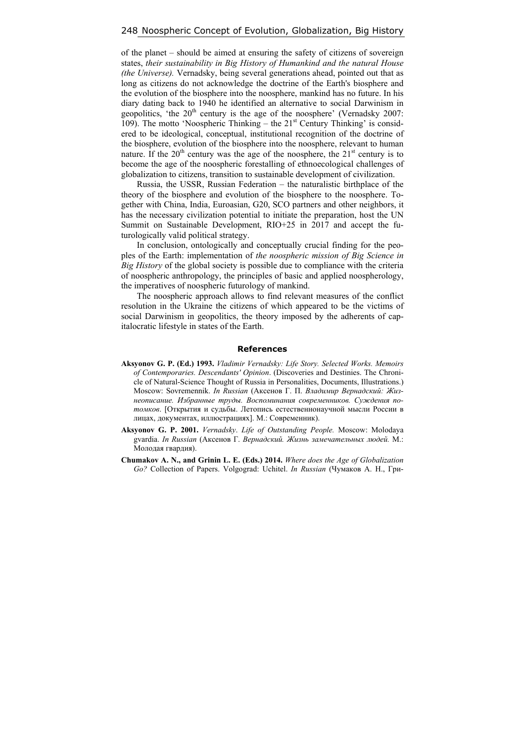of the planet – should be aimed at ensuring the safety of citizens of sovereign states, *their sustainability in Big History of Humankind and the natural House (the Universe).* Vernadsky, being several generations ahead, pointed out that as long as citizens do not acknowledge the doctrine of the Earth's biosphere and the evolution of the biosphere into the noosphere, mankind has no future. In his diary dating back to 1940 he identified an alternative to social Darwinism in geopolitics, 'the 20th century is the age of the noosphere' (Vernadsky 2007: 109). The motto 'Noospheric Thinking – the 21st Century Thinking' is considered to be ideological, conceptual, institutional recognition of the doctrine of the biosphere, evolution of the biosphere into the noosphere, relevant to human nature. If the 20th century was the age of the noosphere, the 21st century is to become the age of the noospheric forestalling of ethnoecological challenges of globalization to citizens, transition to sustainable development of civilization.

Russia, the USSR, Russian Federation – the naturalistic birthplace of the theory of the biosphere and evolution of the biosphere to the noosphere. Together with China, India, Euroasian, G20, SCO partners and other neighbors, it has the necessary civilization potential to initiate the preparation, host the UN Summit on Sustainable Development, RIO+25 in 2017 and accept the futurologically valid political strategy.

In conclusion, ontologically and conceptually crucial finding for the peoples of the Earth: implementation of *the noospheric mission of Big Science in Big History* of the global society is possible due to compliance with the criteria of noospheric anthropology, the principles of basic and applied noospherology, the imperatives of noospheric futurology of mankind.

The noospheric approach allows to find relevant measures of the conflict resolution in the Ukraine the citizens of which appeared to be the victims of social Darwinism in geopolitics, the theory imposed by the adherents of capitalocratic lifestyle in states of the Earth.

## References

**Aksyonov G. P. (Ed.) 1993.** *Vladimir Vernadsky: Life Story. Selected Works. Memoirs of Contemporaries. Descendants' Opinion*. (Discoveries and Destinies. The Chronicle of Natural-Science Thought of Russia in Personalities, Documents, Illustrations.) Moscow: Sovremennik. *In Russian* (Аксенов Г. П. *Владимир Вернадский: Жизнеописание. Избранные труды. Воспоминания современников. Суждения потомков*. [Открытия и судьбы. Летопись естественнонаучной мысли России в лицах, документах, иллюстрациях]. М.: Современник).

**Aksyonov G. P. 2001.** *Vernadsky*. *Life of Outstanding People.* Moscow: Molodaya gvardia. *In Russian* (Аксенов Г. *Вернадский. Жизнь замечательных людей.* М.: Молодая гвардия).

**Chumakov A. N., and Grinin L. E. (Eds.) 2014.** *Where does the Age of Globalization Go?* Collection of Papers. Volgograd: Uchitel. *In Russian* (Чумаков А. Н., Гри-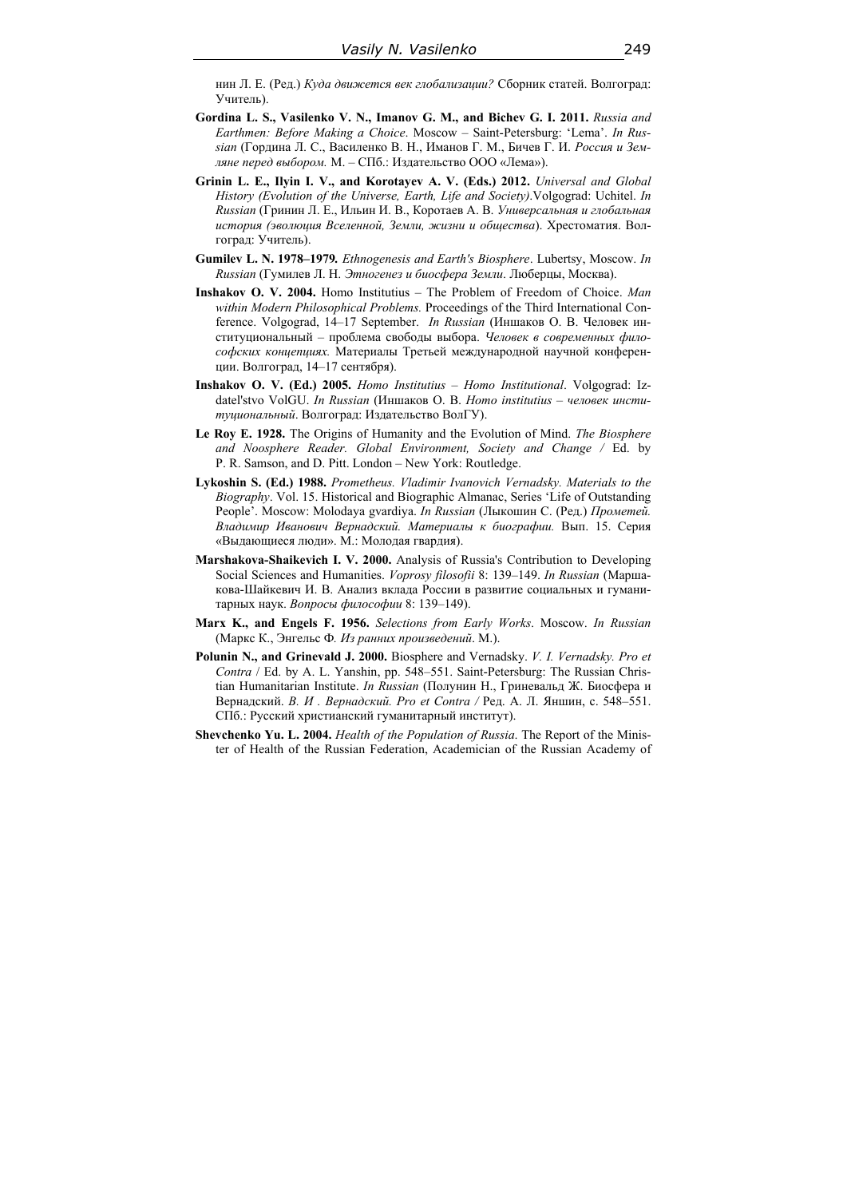нин Л. Е. (Ред.) *Куда движется век глобализации?* Сборник статей. Волгоград: Учитель).

**Gordina L. S., Vasilenko V. N., Imanov G. M., and Bichev G. I. 2011.** *Russia and Earthmen: Before Making a Choice*. Moscow – Saint-Petersburg: 'Lema'. *In Russian* (Гордина Л. С., Василенко В. Н., Иманов Г. М., Бичев Г. И. *Россия и Земляне перед выбором.* М. – СПб.: Издательство ООО «Лема»).

**Grinin L. E., Ilyin I. V., and Korotayev A. V. (Eds.) 2012.** *Universal and Global History (Evolution of the Universe, Earth, Life and Society)*.Volgograd: Uchitel. *In Russian* (Гринин Л. Е., Ильин И. В., Коротаев А. В. *Универсальная и глобальная история (эволюция Вселенной, Земли, жизни и общества*). Хрестоматия. Волгоград: Учитель).

**Gumilev L. N. 1978–1979.** *Ethnogenesis and Earth's Biosphere*. Lubertsy, Moscow. *In Russian* (Гумилев Л. Н. *Этногенез и биосфера Земли*. Люберцы, Москва).

**Inshakov O. V. 2004.** Homo Institutius – The Problem of Freedom of Choice. *Man within Modern Philosophical Problems.* Proceedings of the Third International Conference. Volgograd, 14–17 September. *In Russian* (Иншаков О. В. Человек институциональный – проблема свободы выбора. *Человек в современных философских концепциях.* Материалы Третьей международной научной конференции. Волгоград, 14–17 сентября).

**Inshakov O. V. (Ed.) 2005.** *Homo Institutius – Homo Institutional*. Volgograd: Izdatel'stvo VolGU. *In Russian* (Иншаков О. В. *Homo institutius – человек институциональный*. Волгоград: Издательство ВолГУ).

**Le Roy E. 1928.** The Origins of Humanity and the Evolution of Mind. *The Biosphere and Noosphere Reader. Global Environment, Society and Change /* Ed. by P. R. Samson, and D. Pitt. London – New York: Routledge.

**Lykoshin S. (Ed.) 1988.** *Prometheus. Vladimir Ivanovich Vernadsky. Materials to the Biography*. Vol. 15. Historical and Biographic Almanac, Series 'Life of Outstanding People'. Moscow: Molodaya gvardiya. *In Russian* (Лыкошин С. (Ред.) *Прометей. Владимир Иванович Вернадский. Материалы к биографии.* Вып. 15. Серия «Выдающиеся люди». М.: Молодая гвардия).

**Marshakova-Shaikevich I. V. 2000.** Analysis of Russia's Contribution to Developing Social Sciences and Humanities. *Voprosy filosofii* 8: 139–149. *In Russian* (Маршакова-Шайкевич И. В. Анализ вклада России в развитие социальных и гуманитарных наук. *Вопросы философии* 8: 139–149).

**Marx K., and Engels F. 1956.** *Selections from Early Works*. Moscow. *In Russian* (Маркс К., Энгельс Ф*. Из ранних произведений*. М.).

**Polunin N., and Grinevald J. 2000.** Biosphere and Vernadsky. *V. I. Vernadsky. Pro et Contra* / Ed. by A. L. Yanshin, pp. 548–551. Saint-Petersburg: The Russian Christian Humanitarian Institute. *In Russian* (Полунин Н., Гриневальд Ж. Биосфера и Вернадский. *В. И . Вернадский. Pro et Contra /* Ред. А. Л. Яншин, с. 548–551. СПб.: Русский христианский гуманитарный институт).

**Shevchenko Yu. L. 2004.** *Health of the Population of Russia*. The Report of the Minister of Health of the Russian Federation, Academician of the Russian Academy of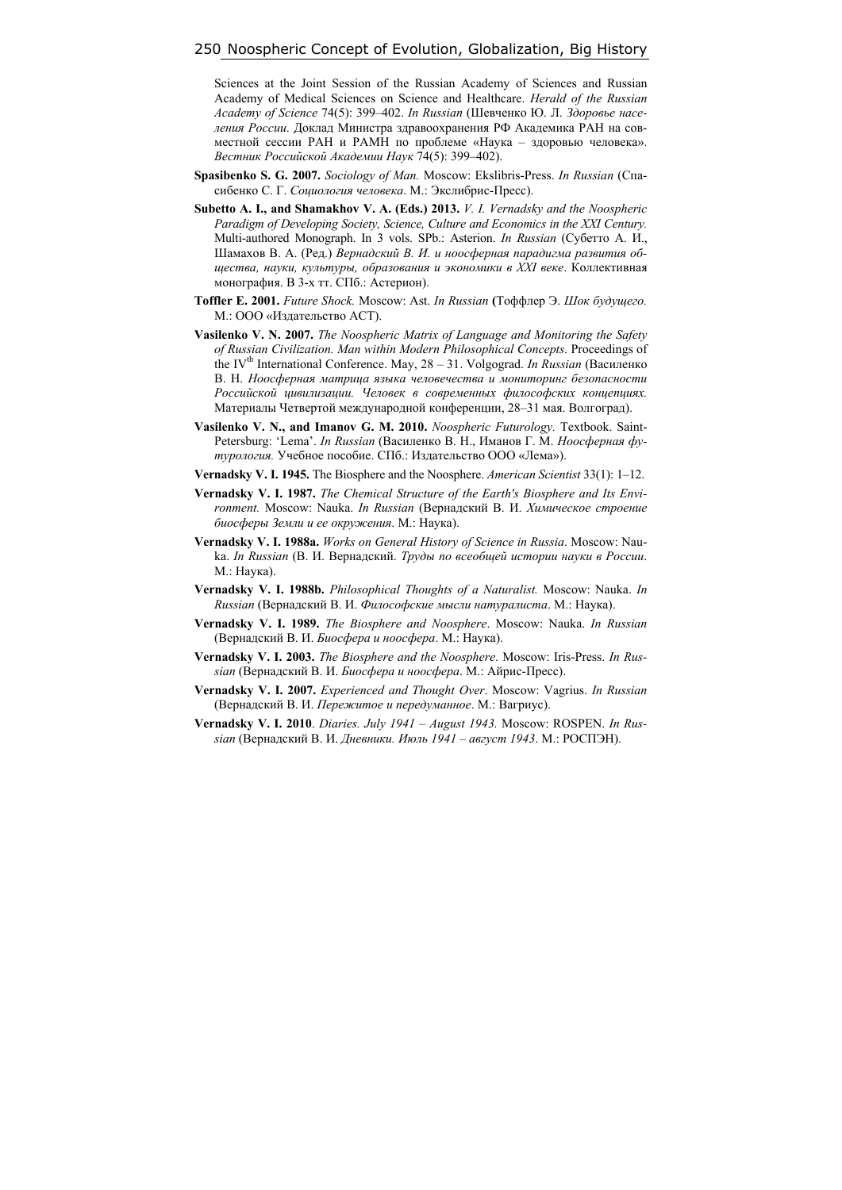Sciences at the Joint Session of the Russian Academy of Sciences and Russian Academy of Medical Sciences on Science and Healthcare. *Herald of the Russian Academy of Science* 74(5): 399–402. *In Russian* (Шевченко Ю. Л. *Здоровье населения России*. Доклад Министра здравоохранения РФ Академика РАН на совместной сессии РАН и РАМН по проблеме «Наука – здоровью человека». *Вестник Российской Академии Наук* 74(5): 399–402).

**Spasibenko S. G. 2007.** *Sociology of Man.* Moscow: Ekslibris-Press. *In Russian* (Спасибенко С. Г. *Социология человека*. М.: Экслибрис-Пресс).

**Subetto A. I., and Shamakhov V. A. (Eds.) 2013.** *V. I. Vernadsky and the Noospheric Paradigm of Developing Society, Science, Culture and Economics in the XXI Century.* Multi-authored Monograph. In 3 vols. SPb.: Asterion. *In Russian* (Субетто А. И., Шамахов В. А. (Ред.) *Вернадский В. И. и ноосферная парадигма развития общества, науки, культуры, образования и экономики в XXI веке*. Коллективная монография. В 3-х тт. СПб.: Астерион).

**Toffler E. 2001.** *Future Shock.* Moscow: Ast. *In Russian* (Тоффлер Э. *Шок будущего.* М.: ООО «Издательство АСТ).

**Vasilenko V. N. 2007.** *The Noospheric Matrix of Language and Monitoring the Safety of Russian Civilization. Man within Modern Philosophical Concepts*. Proceedings of the IV[th] International Conference. May, 28 – 31. Volgograd. *In Russian* (Василенко В. Н. *Ноосферная матрица языка человечества и мониторинг безопасности Российской цивилизации. Человек в современных философских концепциях.* Материалы Четвертой международной конференции, 28–31 мая. Волгоград).

**Vasilenko V. N., and Imanov G. M. 2010.** *Noospheric Futurology.* Textbook. Saint-Petersburg: 'Lema'. *In Russian* (Василенко В. Н., Иманов Г. М. *Ноосферная футурология.* Учебное пособие. СПб.: Издательство ООО «Лема»).

**Vernadsky V. I. 1945.** The Biosphere and the Noosphere. *American Scientist* 33(1): 1–12.

**Vernadsky V. I. 1987.** *The Chemical Structure of the Earth's Biosphere and Its Environment.* Moscow: Nauka. *In Russian* (Вернадский В. И. *Химическое строение биосферы Земли и ее окружения*. М.: Наука).

**Vernadsky V. I. 1988a.** *Works on General History of Science in Russia*. Moscow: Nauka. *In Russian* (В. И. Вернадский. *Труды по всеобщей истории науки в России*. М.: Наука).

**Vernadsky V. I. 1988b.** *Philosophical Thoughts of a Naturalist.* Moscow: Nauka. *In Russian* (Вернадский В. И. *Философские мысли натуралиста*. М.: Наука).

**Vernadsky V. I. 1989.** *The Biosphere and Noosphere*. Moscow: Nauka. *In Russian* (Вернадский В. И. *Биосфера и ноосфера*. М.: Наука).

**Vernadsky V. I. 2003.** *The Biosphere and the Noosphere*. Moscow: Iris-Press. *In Russian* (Вернадский В. И. *Биосфера и ноосфера*. М.: Айрис-Пресс).

**Vernadsky V. I. 2007.** *Experienced and Thought Over*. Moscow: Vagrius. *In Russian* (Вернадский В. И. *Пережитое и передуманное*. М.: Вагриус).

**Vernadsky V. I. 2010**. *Diaries. July 1941 – August 1943.* Moscow: ROSPEN. *In Russian* (Вернадский В. И. *Дневники. Июль 1941 – август 1943*. М.: РОСПЭН).